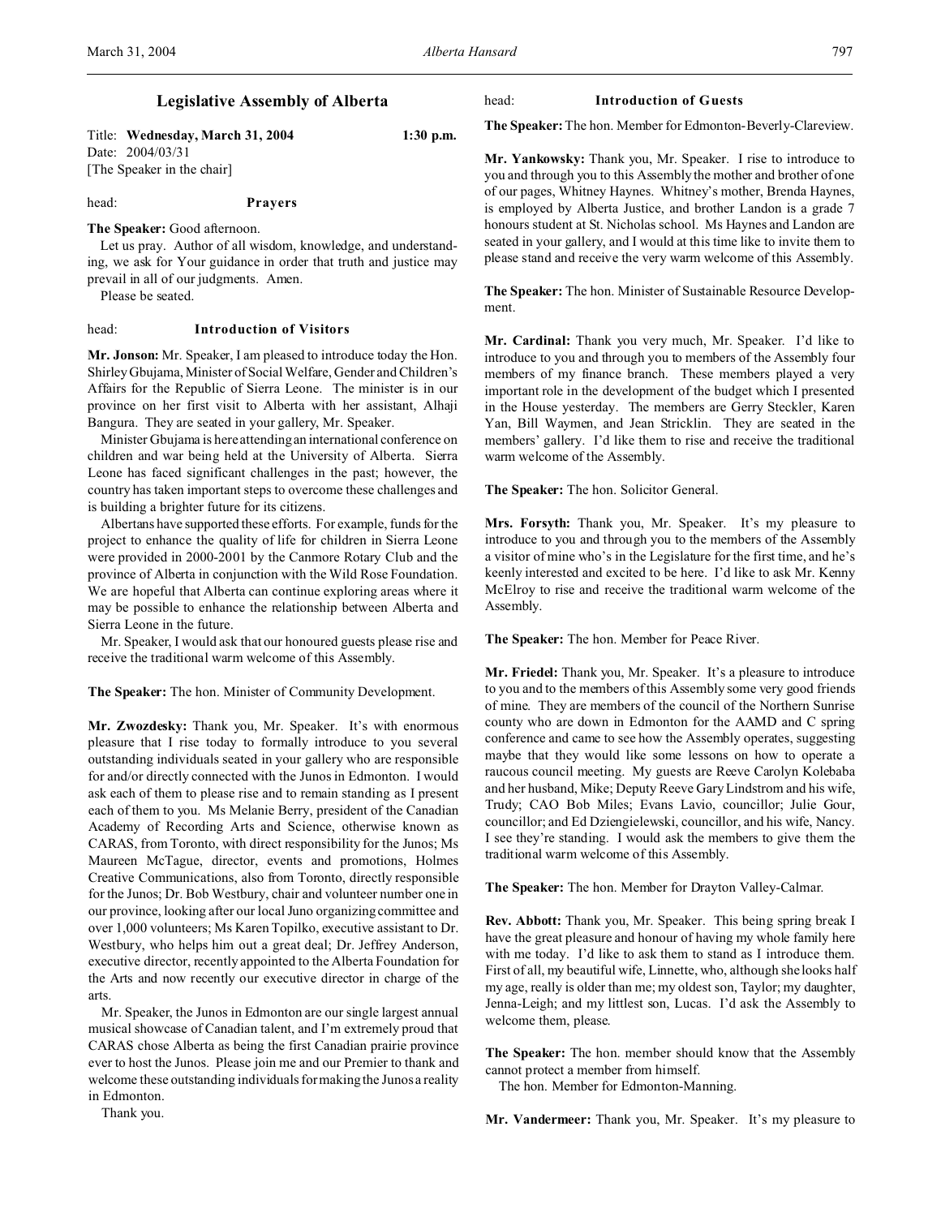# Legislative Assembly of Alberta

Title: **Wednesday, March 31, 2004** **1:30 p.m.**
Date: 2004/03/31
[The Speaker in the chair]

head: **Prayers**

**The Speaker:** Good afternoon.

Let us pray. Author of all wisdom, knowledge, and understanding, we ask for Your guidance in order that truth and justice may prevail in all of our judgments. Amen.

Please be seated.

head: **Introduction of Visitors**

**Mr. Jonson:** Mr. Speaker, I am pleased to introduce today the Hon. Shirley Gbujama, Minister of Social Welfare, Gender and Children's Affairs for the Republic of Sierra Leone. The minister is in our province on her first visit to Alberta with her assistant, Alhaji Bangura. They are seated in your gallery, Mr. Speaker.

Minister Gbujama is here attending an international conference on children and war being held at the University of Alberta. Sierra Leone has faced significant challenges in the past; however, the country has taken important steps to overcome these challenges and is building a brighter future for its citizens.

Albertans have supported these efforts. For example, funds for the project to enhance the quality of life for children in Sierra Leone were provided in 2000-2001 by the Canmore Rotary Club and the province of Alberta in conjunction with the Wild Rose Foundation. We are hopeful that Alberta can continue exploring areas where it may be possible to enhance the relationship between Alberta and Sierra Leone in the future.

Mr. Speaker, I would ask that our honoured guests please rise and receive the traditional warm welcome of this Assembly.

**The Speaker:** The hon. Minister of Community Development.

**Mr. Zwozdesky:** Thank you, Mr. Speaker. It's with enormous pleasure that I rise today to formally introduce to you several outstanding individuals seated in your gallery who are responsible for and/or directly connected with the Junos in Edmonton. I would ask each of them to please rise and to remain standing as I present each of them to you. Ms Melanie Berry, president of the Canadian Academy of Recording Arts and Science, otherwise known as CARAS, from Toronto, with direct responsibility for the Junos; Ms Maureen McTague, director, events and promotions, Holmes Creative Communications, also from Toronto, directly responsible for the Junos; Dr. Bob Westbury, chair and volunteer number one in our province, looking after our local Juno organizing committee and over 1,000 volunteers; Ms Karen Topilko, executive assistant to Dr. Westbury, who helps him out a great deal; Dr. Jeffrey Anderson, executive director, recently appointed to the Alberta Foundation for the Arts and now recently our executive director in charge of the arts.

Mr. Speaker, the Junos in Edmonton are our single largest annual musical showcase of Canadian talent, and I'm extremely proud that CARAS chose Alberta as being the first Canadian prairie province ever to host the Junos. Please join me and our Premier to thank and welcome these outstanding individuals for making the Junos a reality in Edmonton.

Thank you.

head: **Introduction of Guests**

**The Speaker:** The hon. Member for Edmonton-Beverly-Clareview.

**Mr. Yankowsky:** Thank you, Mr. Speaker. I rise to introduce to you and through you to this Assembly the mother and brother of one of our pages, Whitney Haynes. Whitney's mother, Brenda Haynes, is employed by Alberta Justice, and brother Landon is a grade 7 honours student at St. Nicholas school. Ms Haynes and Landon are seated in your gallery, and I would at this time like to invite them to please stand and receive the very warm welcome of this Assembly.

**The Speaker:** The hon. Minister of Sustainable Resource Development.

**Mr. Cardinal:** Thank you very much, Mr. Speaker. I'd like to introduce to you and through you to members of the Assembly four members of my finance branch. These members played a very important role in the development of the budget which I presented in the House yesterday. The members are Gerry Steckler, Karen Yan, Bill Waymen, and Jean Stricklin. They are seated in the members' gallery. I'd like them to rise and receive the traditional warm welcome of the Assembly.

**The Speaker:** The hon. Solicitor General.

**Mrs. Forsyth:** Thank you, Mr. Speaker. It's my pleasure to introduce to you and through you to the members of the Assembly a visitor of mine who's in the Legislature for the first time, and he's keenly interested and excited to be here. I'd like to ask Mr. Kenny McElroy to rise and receive the traditional warm welcome of the Assembly.

**The Speaker:** The hon. Member for Peace River.

**Mr. Friedel:** Thank you, Mr. Speaker. It's a pleasure to introduce to you and to the members of this Assembly some very good friends of mine. They are members of the council of the Northern Sunrise county who are down in Edmonton for the AAMD and C spring conference and came to see how the Assembly operates, suggesting maybe that they would like some lessons on how to operate a raucous council meeting. My guests are Reeve Carolyn Kolebaba and her husband, Mike; Deputy Reeve Gary Lindstrom and his wife, Trudy; CAO Bob Miles; Evans Lavio, councillor; Julie Gour, councillor; and Ed Dziengielewski, councillor, and his wife, Nancy. I see they're standing. I would ask the members to give them the traditional warm welcome of this Assembly.

**The Speaker:** The hon. Member for Drayton Valley-Calmar.

**Rev. Abbott:** Thank you, Mr. Speaker. This being spring break I have the great pleasure and honour of having my whole family here with me today. I'd like to ask them to stand as I introduce them. First of all, my beautiful wife, Linnette, who, although she looks half my age, really is older than me; my oldest son, Taylor; my daughter, Jenna-Leigh; and my littlest son, Lucas. I'd ask the Assembly to welcome them, please.

**The Speaker:** The hon. member should know that the Assembly cannot protect a member from himself.

The hon. Member for Edmonton-Manning.

**Mr. Vandermeer:** Thank you, Mr. Speaker. It's my pleasure to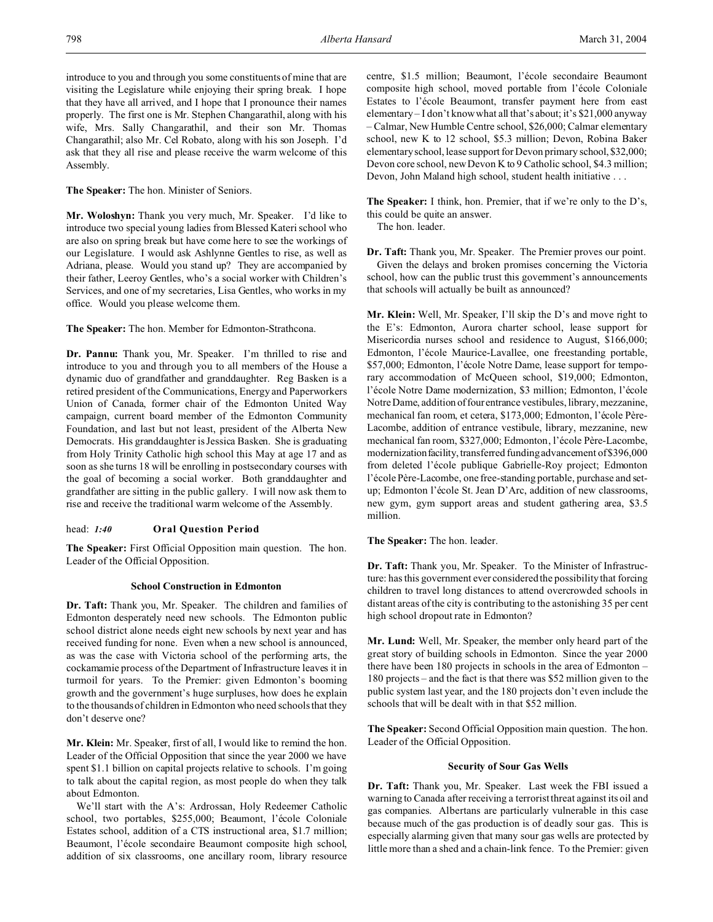introduce to you and through you some constituents of mine that are visiting the Legislature while enjoying their spring break. I hope that they have all arrived, and I hope that I pronounce their names properly. The first one is Mr. Stephen Changarathil, along with his wife, Mrs. Sally Changarathil, and their son Mr. Thomas Changarathil; also Mr. Cel Robato, along with his son Joseph. I'd ask that they all rise and please receive the warm welcome of this Assembly.

**The Speaker:** The hon. Minister of Seniors.

**Mr. Woloshyn:** Thank you very much, Mr. Speaker. I'd like to introduce two special young ladies from Blessed Kateri school who are also on spring break but have come here to see the workings of our Legislature. I would ask Ashlynne Gentles to rise, as well as Adriana, please. Would you stand up? They are accompanied by their father, Leeroy Gentles, who's a social worker with Children's Services, and one of my secretaries, Lisa Gentles, who works in my office. Would you please welcome them.

**The Speaker:** The hon. Member for Edmonton-Strathcona.

**Dr. Pannu:** Thank you, Mr. Speaker. I'm thrilled to rise and introduce to you and through you to all members of the House a dynamic duo of grandfather and granddaughter. Reg Basken is a retired president of the Communications, Energy and Paperworkers Union of Canada, former chair of the Edmonton United Way campaign, current board member of the Edmonton Community Foundation, and last but not least, president of the Alberta New Democrats. His granddaughter is Jessica Basken. She is graduating from Holy Trinity Catholic high school this May at age 17 and as soon as she turns 18 will be enrolling in postsecondary courses with the goal of becoming a social worker. Both granddaughter and grandfather are sitting in the public gallery. I will now ask them to rise and receive the traditional warm welcome of the Assembly.

head: *1:40* **Oral Question Period**

**The Speaker:** First Official Opposition main question. The hon. Leader of the Official Opposition.

### School Construction in Edmonton

**Dr. Taft:** Thank you, Mr. Speaker. The children and families of Edmonton desperately need new schools. The Edmonton public school district alone needs eight new schools by next year and has received funding for none. Even when a new school is announced, as was the case with Victoria school of the performing arts, the cockamamie process of the Department of Infrastructure leaves it in turmoil for years. To the Premier: given Edmonton's booming growth and the government's huge surpluses, how does he explain to the thousands of children in Edmonton who need schools that they don't deserve one?

**Mr. Klein:** Mr. Speaker, first of all, I would like to remind the hon. Leader of the Official Opposition that since the year 2000 we have spent $1.1 billion on capital projects relative to schools. I'm going to talk about the capital region, as most people do when they talk about Edmonton.

We'll start with the A's: Ardrossan, Holy Redeemer Catholic school, two portables, $255,000; Beaumont, l'école Coloniale Estates school, addition of a CTS instructional area, $1.7 million; Beaumont, l'école secondaire Beaumont composite high school, addition of six classrooms, one ancillary room, library resource centre, $1.5 million; Beaumont, l'école secondaire Beaumont composite high school, moved portable from l'école Coloniale Estates to l'école Beaumont, transfer payment here from east elementary – I don't know what all that's about; it's $21,000 anyway – Calmar, New Humble Centre school, $26,000; Calmar elementary school, new K to 12 school, $5.3 million; Devon, Robina Baker elementary school, lease support for Devon primary school, $32,000; Devon core school, new Devon K to 9 Catholic school, $4.3 million; Devon, John Maland high school, student health initiative . . .

**The Speaker:** I think, hon. Premier, that if we're only to the D's, this could be quite an answer.

The hon. leader.

**Dr. Taft:** Thank you, Mr. Speaker. The Premier proves our point.

Given the delays and broken promises concerning the Victoria school, how can the public trust this government's announcements that schools will actually be built as announced?

**Mr. Klein:** Well, Mr. Speaker, I'll skip the D's and move right to the E's: Edmonton, Aurora charter school, lease support for Misericordia nurses school and residence to August, $166,000; Edmonton, l'école Maurice-Lavallee, one freestanding portable, $57,000; Edmonton, l'école Notre Dame, lease support for temporary accommodation of McQueen school, $19,000; Edmonton, l'école Notre Dame modernization, $3 million; Edmonton, l'école Notre Dame, addition of four entrance vestibules, library, mezzanine, mechanical fan room, et cetera, $173,000; Edmonton, l'école Père-Lacombe, addition of entrance vestibule, library, mezzanine, new mechanical fan room, $327,000; Edmonton, l'école Père-Lacombe, modernization facility, transferred funding advancement of $396,000 from deleted l'école publique Gabrielle-Roy project; Edmonton l'école Père-Lacombe, one free-standing portable, purchase and set-up; Edmonton l'école St. Jean D'Arc, addition of new classrooms, new gym, gym support areas and student gathering area, $3.5 million.

**The Speaker:** The hon. leader.

**Dr. Taft:** Thank you, Mr. Speaker. To the Minister of Infrastructure: has this government ever considered the possibility that forcing children to travel long distances to attend overcrowded schools in distant areas of the city is contributing to the astonishing 35 per cent high school dropout rate in Edmonton?

**Mr. Lund:** Well, Mr. Speaker, the member only heard part of the great story of building schools in Edmonton. Since the year 2000 there have been 180 projects in schools in the area of Edmonton – 180 projects – and the fact is that there was $52 million given to the public system last year, and the 180 projects don't even include the schools that will be dealt with in that $52 million.

**The Speaker:** Second Official Opposition main question. The hon. Leader of the Official Opposition.

### Security of Sour Gas Wells

**Dr. Taft:** Thank you, Mr. Speaker. Last week the FBI issued a warning to Canada after receiving a terrorist threat against its oil and gas companies. Albertans are particularly vulnerable in this case because much of the gas production is of deadly sour gas. This is especially alarming given that many sour gas wells are protected by little more than a shed and a chain-link fence. To the Premier: given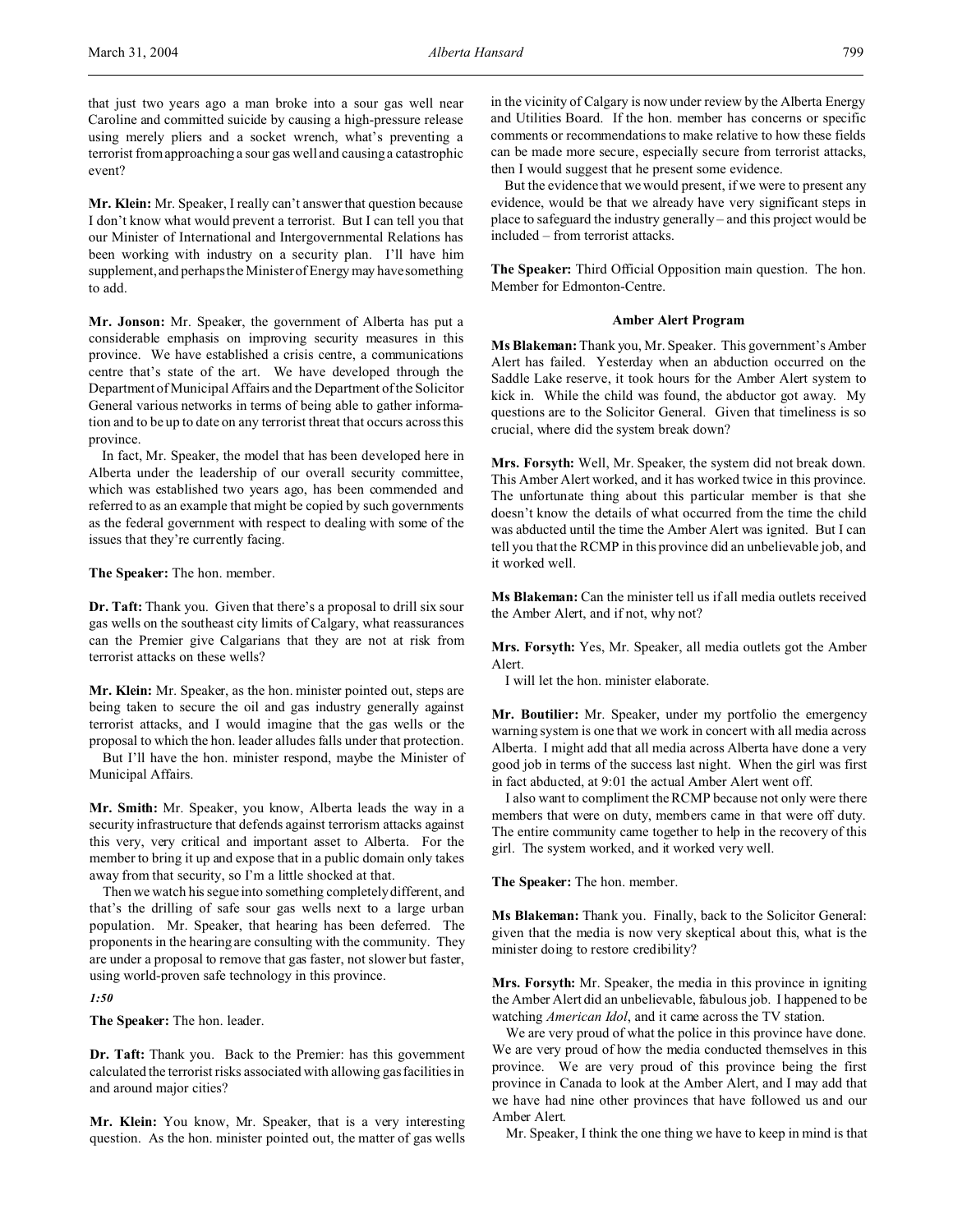that just two years ago a man broke into a sour gas well near Caroline and committed suicide by causing a high-pressure release using merely pliers and a socket wrench, what's preventing a terrorist from approaching a sour gas well and causing a catastrophic event?

**Mr. Klein:** Mr. Speaker, I really can't answer that question because I don't know what would prevent a terrorist. But I can tell you that our Minister of International and Intergovernmental Relations has been working with industry on a security plan. I'll have him supplement, and perhaps the Minister of Energy may have something to add.

**Mr. Jonson:** Mr. Speaker, the government of Alberta has put a considerable emphasis on improving security measures in this province. We have established a crisis centre, a communications centre that's state of the art. We have developed through the Department of Municipal Affairs and the Department of the Solicitor General various networks in terms of being able to gather information and to be up to date on any terrorist threat that occurs across this province.

In fact, Mr. Speaker, the model that has been developed here in Alberta under the leadership of our overall security committee, which was established two years ago, has been commended and referred to as an example that might be copied by such governments as the federal government with respect to dealing with some of the issues that they're currently facing.

**The Speaker:** The hon. member.

**Dr. Taft:** Thank you. Given that there's a proposal to drill six sour gas wells on the southeast city limits of Calgary, what reassurances can the Premier give Calgarians that they are not at risk from terrorist attacks on these wells?

**Mr. Klein:** Mr. Speaker, as the hon. minister pointed out, steps are being taken to secure the oil and gas industry generally against terrorist attacks, and I would imagine that the gas wells or the proposal to which the hon. leader alludes falls under that protection.

But I'll have the hon. minister respond, maybe the Minister of Municipal Affairs.

**Mr. Smith:** Mr. Speaker, you know, Alberta leads the way in a security infrastructure that defends against terrorism attacks against this very, very critical and important asset to Alberta. For the member to bring it up and expose that in a public domain only takes away from that security, so I'm a little shocked at that.

Then we watch his segue into something completely different, and that's the drilling of safe sour gas wells next to a large urban population. Mr. Speaker, that hearing has been deferred. The proponents in the hearing are consulting with the community. They are under a proposal to remove that gas faster, not slower but faster, using world-proven safe technology in this province.

*1:50*

**The Speaker:** The hon. leader.

**Dr. Taft:** Thank you. Back to the Premier: has this government calculated the terrorist risks associated with allowing gas facilities in and around major cities?

**Mr. Klein:** You know, Mr. Speaker, that is a very interesting question. As the hon. minister pointed out, the matter of gas wells in the vicinity of Calgary is now under review by the Alberta Energy and Utilities Board. If the hon. member has concerns or specific comments or recommendations to make relative to how these fields can be made more secure, especially secure from terrorist attacks, then I would suggest that he present some evidence.

But the evidence that we would present, if we were to present any evidence, would be that we already have very significant steps in place to safeguard the industry generally – and this project would be included – from terrorist attacks.

**The Speaker:** Third Official Opposition main question. The hon. Member for Edmonton-Centre.

### Amber Alert Program

**Ms Blakeman:** Thank you, Mr. Speaker. This government's Amber Alert has failed. Yesterday when an abduction occurred on the Saddle Lake reserve, it took hours for the Amber Alert system to kick in. While the child was found, the abductor got away. My questions are to the Solicitor General. Given that timeliness is so crucial, where did the system break down?

**Mrs. Forsyth:** Well, Mr. Speaker, the system did not break down. This Amber Alert worked, and it has worked twice in this province. The unfortunate thing about this particular member is that she doesn't know the details of what occurred from the time the child was abducted until the time the Amber Alert was ignited. But I can tell you that the RCMP in this province did an unbelievable job, and it worked well.

**Ms Blakeman:** Can the minister tell us if all media outlets received the Amber Alert, and if not, why not?

**Mrs. Forsyth:** Yes, Mr. Speaker, all media outlets got the Amber Alert.

I will let the hon. minister elaborate.

**Mr. Boutilier:** Mr. Speaker, under my portfolio the emergency warning system is one that we work in concert with all media across Alberta. I might add that all media across Alberta have done a very good job in terms of the success last night. When the girl was first in fact abducted, at 9:01 the actual Amber Alert went off.

I also want to compliment the RCMP because not only were there members that were on duty, members came in that were off duty. The entire community came together to help in the recovery of this girl. The system worked, and it worked very well.

**The Speaker:** The hon. member.

**Ms Blakeman:** Thank you. Finally, back to the Solicitor General: given that the media is now very skeptical about this, what is the minister doing to restore credibility?

**Mrs. Forsyth:** Mr. Speaker, the media in this province in igniting the Amber Alert did an unbelievable, fabulous job. I happened to be watching *American Idol*, and it came across the TV station.

We are very proud of what the police in this province have done. We are very proud of how the media conducted themselves in this province. We are very proud of this province being the first province in Canada to look at the Amber Alert, and I may add that we have had nine other provinces that have followed us and our Amber Alert.

Mr. Speaker, I think the one thing we have to keep in mind is that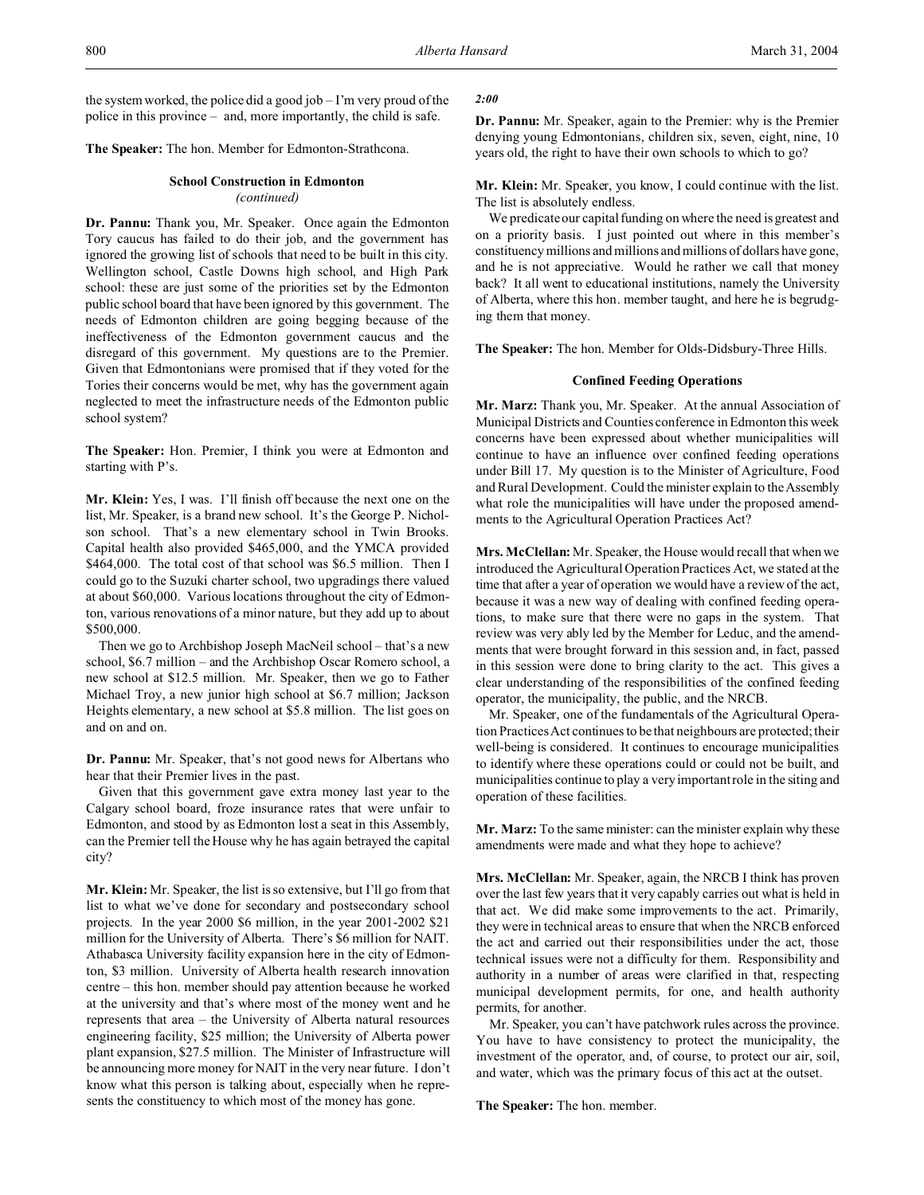the system worked, the police did a good job – I'm very proud of the police in this province – and, more importantly, the child is safe.

**The Speaker:** The hon. Member for Edmonton-Strathcona.

### School Construction in Edmonton
*(continued)*

**Dr. Pannu:** Thank you, Mr. Speaker. Once again the Edmonton Tory caucus has failed to do their job, and the government has ignored the growing list of schools that need to be built in this city. Wellington school, Castle Downs high school, and High Park school: these are just some of the priorities set by the Edmonton public school board that have been ignored by this government. The needs of Edmonton children are going begging because of the ineffectiveness of the Edmonton government caucus and the disregard of this government. My questions are to the Premier. Given that Edmontonians were promised that if they voted for the Tories their concerns would be met, why has the government again neglected to meet the infrastructure needs of the Edmonton public school system?

**The Speaker:** Hon. Premier, I think you were at Edmonton and starting with P's.

**Mr. Klein:** Yes, I was. I'll finish off because the next one on the list, Mr. Speaker, is a brand new school. It's the George P. Nicholson school. That's a new elementary school in Twin Brooks. Capital health also provided $465,000, and the YMCA provided $464,000. The total cost of that school was $6.5 million. Then I could go to the Suzuki charter school, two upgradings there valued at about $60,000. Various locations throughout the city of Edmonton, various renovations of a minor nature, but they add up to about $500,000.

Then we go to Archbishop Joseph MacNeil school – that's a new school, $6.7 million – and the Archbishop Oscar Romero school, a new school at $12.5 million. Mr. Speaker, then we go to Father Michael Troy, a new junior high school at $6.7 million; Jackson Heights elementary, a new school at $5.8 million. The list goes on and on and on.

**Dr. Pannu:** Mr. Speaker, that's not good news for Albertans who hear that their Premier lives in the past.

Given that this government gave extra money last year to the Calgary school board, froze insurance rates that were unfair to Edmonton, and stood by as Edmonton lost a seat in this Assembly, can the Premier tell the House why he has again betrayed the capital city?

**Mr. Klein:** Mr. Speaker, the list is so extensive, but I'll go from that list to what we've done for secondary and postsecondary school projects. In the year 2000 $6 million, in the year 2001-2002 $21 million for the University of Alberta. There's $6 million for NAIT. Athabasca University facility expansion here in the city of Edmonton, $3 million. University of Alberta health research innovation centre – this hon. member should pay attention because he worked at the university and that's where most of the money went and he represents that area – the University of Alberta natural resources engineering facility, $25 million; the University of Alberta power plant expansion, $27.5 million. The Minister of Infrastructure will be announcing more money for NAIT in the very near future. I don't know what this person is talking about, especially when he represents the constituency to which most of the money has gone.

*2:00*

**Dr. Pannu:** Mr. Speaker, again to the Premier: why is the Premier denying young Edmontonians, children six, seven, eight, nine, 10 years old, the right to have their own schools to which to go?

**Mr. Klein:** Mr. Speaker, you know, I could continue with the list. The list is absolutely endless.

We predicate our capital funding on where the need is greatest and on a priority basis. I just pointed out where in this member's constituency millions and millions and millions of dollars have gone, and he is not appreciative. Would he rather we call that money back? It all went to educational institutions, namely the University of Alberta, where this hon. member taught, and here he is begrudging them that money.

**The Speaker:** The hon. Member for Olds-Didsbury-Three Hills.

### Confined Feeding Operations

**Mr. Marz:** Thank you, Mr. Speaker. At the annual Association of Municipal Districts and Counties conference in Edmonton this week concerns have been expressed about whether municipalities will continue to have an influence over confined feeding operations under Bill 17. My question is to the Minister of Agriculture, Food and Rural Development. Could the minister explain to the Assembly what role the municipalities will have under the proposed amendments to the Agricultural Operation Practices Act?

**Mrs. McClellan:** Mr. Speaker, the House would recall that when we introduced the Agricultural Operation Practices Act, we stated at the time that after a year of operation we would have a review of the act, because it was a new way of dealing with confined feeding operations, to make sure that there were no gaps in the system. That review was very ably led by the Member for Leduc, and the amendments that were brought forward in this session and, in fact, passed in this session were done to bring clarity to the act. This gives a clear understanding of the responsibilities of the confined feeding operator, the municipality, the public, and the NRCB.

Mr. Speaker, one of the fundamentals of the Agricultural Operation Practices Act continues to be that neighbours are protected; their well-being is considered. It continues to encourage municipalities to identify where these operations could or could not be built, and municipalities continue to play a very important role in the siting and operation of these facilities.

**Mr. Marz:** To the same minister: can the minister explain why these amendments were made and what they hope to achieve?

**Mrs. McClellan:** Mr. Speaker, again, the NRCB I think has proven over the last few years that it very capably carries out what is held in that act. We did make some improvements to the act. Primarily, they were in technical areas to ensure that when the NRCB enforced the act and carried out their responsibilities under the act, those technical issues were not a difficulty for them. Responsibility and authority in a number of areas were clarified in that, respecting municipal development permits, for one, and health authority permits, for another.

Mr. Speaker, you can't have patchwork rules across the province. You have to have consistency to protect the municipality, the investment of the operator, and, of course, to protect our air, soil, and water, which was the primary focus of this act at the outset.

**The Speaker:** The hon. member.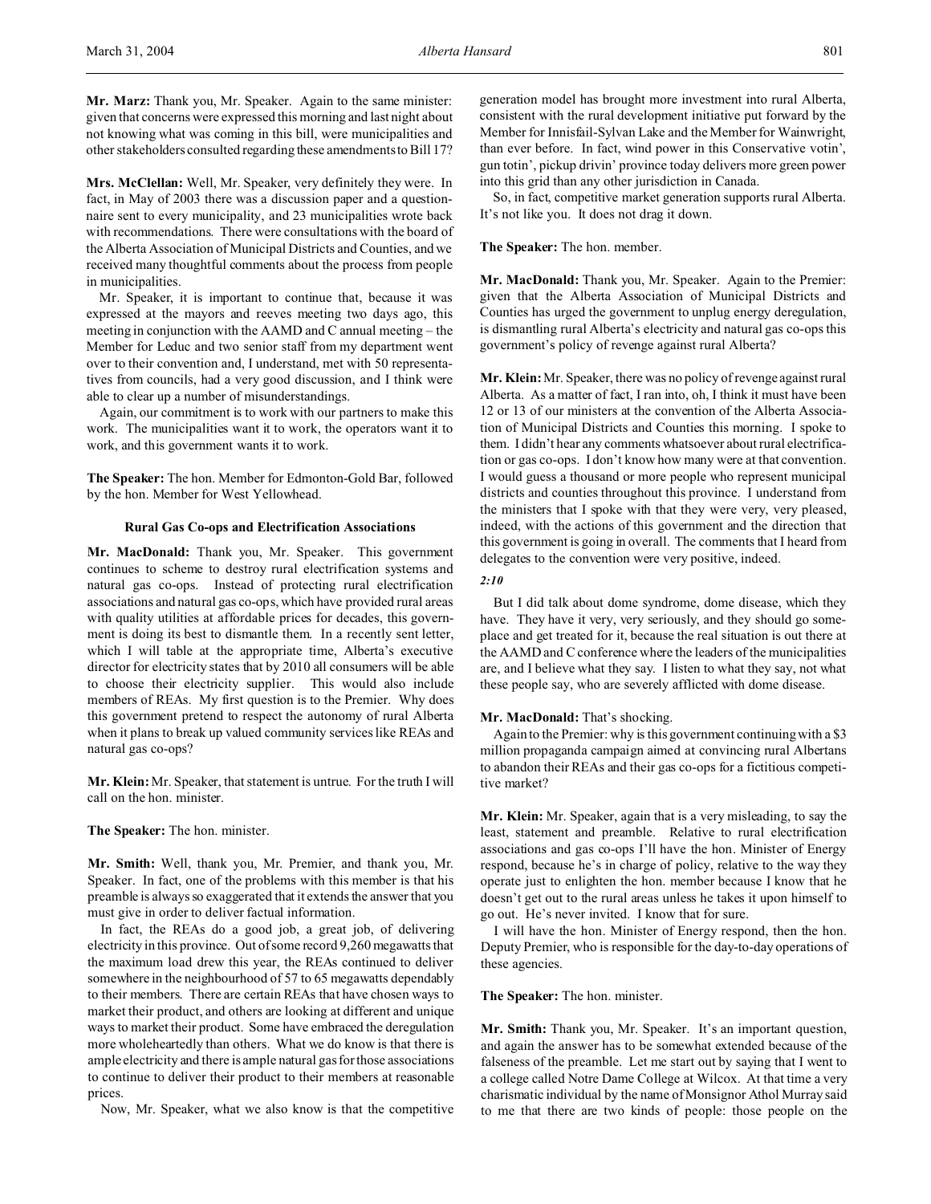**Mr. Marz:** Thank you, Mr. Speaker. Again to the same minister: given that concerns were expressed this morning and last night about not knowing what was coming in this bill, were municipalities and other stakeholders consulted regarding these amendments to Bill 17?

**Mrs. McClellan:** Well, Mr. Speaker, very definitely they were. In fact, in May of 2003 there was a discussion paper and a questionnaire sent to every municipality, and 23 municipalities wrote back with recommendations. There were consultations with the board of the Alberta Association of Municipal Districts and Counties, and we received many thoughtful comments about the process from people in municipalities.

Mr. Speaker, it is important to continue that, because it was expressed at the mayors and reeves meeting two days ago, this meeting in conjunction with the AAMD and C annual meeting – the Member for Leduc and two senior staff from my department went over to their convention and, I understand, met with 50 representatives from councils, had a very good discussion, and I think were able to clear up a number of misunderstandings.

Again, our commitment is to work with our partners to make this work. The municipalities want it to work, the operators want it to work, and this government wants it to work.

**The Speaker:** The hon. Member for Edmonton-Gold Bar, followed by the hon. Member for West Yellowhead.

#### Rural Gas Co-ops and Electrification Associations

**Mr. MacDonald:** Thank you, Mr. Speaker. This government continues to scheme to destroy rural electrification systems and natural gas co-ops. Instead of protecting rural electrification associations and natural gas co-ops, which have provided rural areas with quality utilities at affordable prices for decades, this government is doing its best to dismantle them. In a recently sent letter, which I will table at the appropriate time, Alberta's executive director for electricity states that by 2010 all consumers will be able to choose their electricity supplier. This would also include members of REAs. My first question is to the Premier. Why does this government pretend to respect the autonomy of rural Alberta when it plans to break up valued community services like REAs and natural gas co-ops?

**Mr. Klein:** Mr. Speaker, that statement is untrue. For the truth I will call on the hon. minister.

**The Speaker:** The hon. minister.

**Mr. Smith:** Well, thank you, Mr. Premier, and thank you, Mr. Speaker. In fact, one of the problems with this member is that his preamble is always so exaggerated that it extends the answer that you must give in order to deliver factual information.

In fact, the REAs do a good job, a great job, of delivering electricity in this province. Out of some record 9,260 megawatts that the maximum load drew this year, the REAs continued to deliver somewhere in the neighbourhood of 57 to 65 megawatts dependably to their members. There are certain REAs that have chosen ways to market their product, and others are looking at different and unique ways to market their product. Some have embraced the deregulation more wholeheartedly than others. What we do know is that there is ample electricity and there is ample natural gas for those associations to continue to deliver their product to their members at reasonable prices.

Now, Mr. Speaker, what we also know is that the competitive generation model has brought more investment into rural Alberta, consistent with the rural development initiative put forward by the Member for Innisfail-Sylvan Lake and the Member for Wainwright, than ever before. In fact, wind power in this Conservative votin', gun totin', pickup drivin' province today delivers more green power into this grid than any other jurisdiction in Canada.

So, in fact, competitive market generation supports rural Alberta. It's not like you. It does not drag it down.

**The Speaker:** The hon. member.

**Mr. MacDonald:** Thank you, Mr. Speaker. Again to the Premier: given that the Alberta Association of Municipal Districts and Counties has urged the government to unplug energy deregulation, is dismantling rural Alberta's electricity and natural gas co-ops this government's policy of revenge against rural Alberta?

**Mr. Klein:** Mr. Speaker, there was no policy of revenge against rural Alberta. As a matter of fact, I ran into, oh, I think it must have been 12 or 13 of our ministers at the convention of the Alberta Association of Municipal Districts and Counties this morning. I spoke to them. I didn't hear any comments whatsoever about rural electrification or gas co-ops. I don't know how many were at that convention. I would guess a thousand or more people who represent municipal districts and counties throughout this province. I understand from the ministers that I spoke with that they were very, very pleased, indeed, with the actions of this government and the direction that this government is going in overall. The comments that I heard from delegates to the convention were very positive, indeed.

*2:10*

But I did talk about dome syndrome, dome disease, which they have. They have it very, very seriously, and they should go someplace and get treated for it, because the real situation is out there at the AAMD and C conference where the leaders of the municipalities are, and I believe what they say. I listen to what they say, not what these people say, who are severely afflicted with dome disease.

**Mr. MacDonald:** That's shocking.

Again to the Premier: why is this government continuing with a $3 million propaganda campaign aimed at convincing rural Albertans to abandon their REAs and their gas co-ops for a fictitious competitive market?

**Mr. Klein:** Mr. Speaker, again that is a very misleading, to say the least, statement and preamble. Relative to rural electrification associations and gas co-ops I'll have the hon. Minister of Energy respond, because he's in charge of policy, relative to the way they operate just to enlighten the hon. member because I know that he doesn't get out to the rural areas unless he takes it upon himself to go out. He's never invited. I know that for sure.

I will have the hon. Minister of Energy respond, then the hon. Deputy Premier, who is responsible for the day-to-day operations of these agencies.

**The Speaker:** The hon. minister.

**Mr. Smith:** Thank you, Mr. Speaker. It's an important question, and again the answer has to be somewhat extended because of the falseness of the preamble. Let me start out by saying that I went to a college called Notre Dame College at Wilcox. At that time a very charismatic individual by the name of Monsignor Athol Murray said to me that there are two kinds of people: those people on the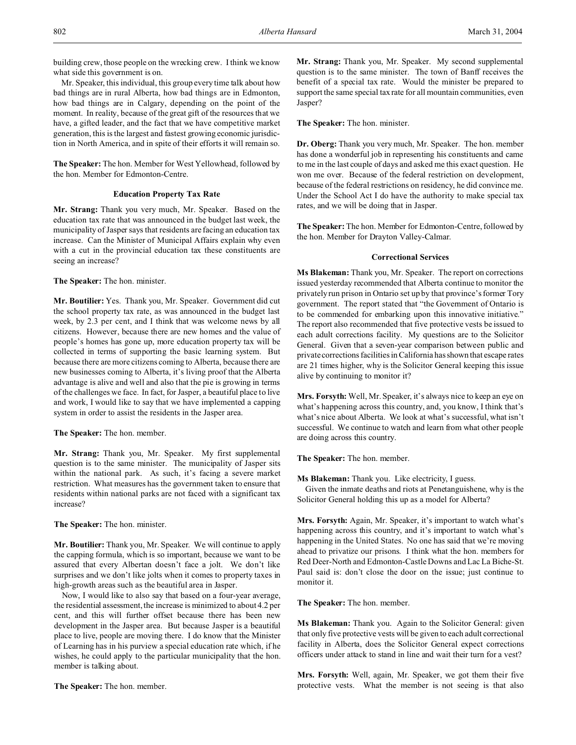building crew, those people on the wrecking crew. I think we know what side this government is on.

Mr. Speaker, this individual, this group every time talk about how bad things are in rural Alberta, how bad things are in Edmonton, how bad things are in Calgary, depending on the point of the moment. In reality, because of the great gift of the resources that we have, a gifted leader, and the fact that we have competitive market generation, this is the largest and fastest growing economic jurisdiction in North America, and in spite of their efforts it will remain so.

**The Speaker:** The hon. Member for West Yellowhead, followed by the hon. Member for Edmonton-Centre.

### Education Property Tax Rate

**Mr. Strang:** Thank you very much, Mr. Speaker. Based on the education tax rate that was announced in the budget last week, the municipality of Jasper says that residents are facing an education tax increase. Can the Minister of Municipal Affairs explain why even with a cut in the provincial education tax these constituents are seeing an increase?

**The Speaker:** The hon. minister.

**Mr. Boutilier:** Yes. Thank you, Mr. Speaker. Government did cut the school property tax rate, as was announced in the budget last week, by 2.3 per cent, and I think that was welcome news by all citizens. However, because there are new homes and the value of people's homes has gone up, more education property tax will be collected in terms of supporting the basic learning system. But because there are more citizens coming to Alberta, because there are new businesses coming to Alberta, it's living proof that the Alberta advantage is alive and well and also that the pie is growing in terms of the challenges we face. In fact, for Jasper, a beautiful place to live and work, I would like to say that we have implemented a capping system in order to assist the residents in the Jasper area.

**The Speaker:** The hon. member.

**Mr. Strang:** Thank you, Mr. Speaker. My first supplemental question is to the same minister. The municipality of Jasper sits within the national park. As such, it's facing a severe market restriction. What measures has the government taken to ensure that residents within national parks are not faced with a significant tax increase?

**The Speaker:** The hon. minister.

**Mr. Boutilier:** Thank you, Mr. Speaker. We will continue to apply the capping formula, which is so important, because we want to be assured that every Albertan doesn't face a jolt. We don't like surprises and we don't like jolts when it comes to property taxes in high-growth areas such as the beautiful area in Jasper.

Now, I would like to also say that based on a four-year average, the residential assessment, the increase is minimized to about 4.2 per cent, and this will further offset because there has been new development in the Jasper area. But because Jasper is a beautiful place to live, people are moving there. I do know that the Minister of Learning has in his purview a special education rate which, if he wishes, he could apply to the particular municipality that the hon. member is talking about.

**The Speaker:** The hon. member.

**Mr. Strang:** Thank you, Mr. Speaker. My second supplemental question is to the same minister. The town of Banff receives the benefit of a special tax rate. Would the minister be prepared to support the same special tax rate for all mountain communities, even Jasper?

**The Speaker:** The hon. minister.

**Dr. Oberg:** Thank you very much, Mr. Speaker. The hon. member has done a wonderful job in representing his constituents and came to me in the last couple of days and asked me this exact question. He won me over. Because of the federal restriction on development, because of the federal restrictions on residency, he did convince me. Under the School Act I do have the authority to make special tax rates, and we will be doing that in Jasper.

**The Speaker:** The hon. Member for Edmonton-Centre, followed by the hon. Member for Drayton Valley-Calmar.

### Correctional Services

**Ms Blakeman:** Thank you, Mr. Speaker. The report on corrections issued yesterday recommended that Alberta continue to monitor the privately run prison in Ontario set up by that province's former Tory government. The report stated that "the Government of Ontario is to be commended for embarking upon this innovative initiative." The report also recommended that five protective vests be issued to each adult corrections facility. My questions are to the Solicitor General. Given that a seven-year comparison between public and private corrections facilities in California has shown that escape rates are 21 times higher, why is the Solicitor General keeping this issue alive by continuing to monitor it?

**Mrs. Forsyth:** Well, Mr. Speaker, it's always nice to keep an eye on what's happening across this country, and, you know, I think that's what's nice about Alberta. We look at what's successful, what isn't successful. We continue to watch and learn from what other people are doing across this country.

**The Speaker:** The hon. member.

**Ms Blakeman:** Thank you. Like electricity, I guess.

Given the inmate deaths and riots at Penetanguishene, why is the Solicitor General holding this up as a model for Alberta?

**Mrs. Forsyth:** Again, Mr. Speaker, it's important to watch what's happening across this country, and it's important to watch what's happening in the United States. No one has said that we're moving ahead to privatize our prisons. I think what the hon. members for Red Deer-North and Edmonton-Castle Downs and Lac La Biche-St. Paul said is: don't close the door on the issue; just continue to monitor it.

**The Speaker:** The hon. member.

**Ms Blakeman:** Thank you. Again to the Solicitor General: given that only five protective vests will be given to each adult correctional facility in Alberta, does the Solicitor General expect corrections officers under attack to stand in line and wait their turn for a vest?

**Mrs. Forsyth:** Well, again, Mr. Speaker, we got them their five protective vests. What the member is not seeing is that also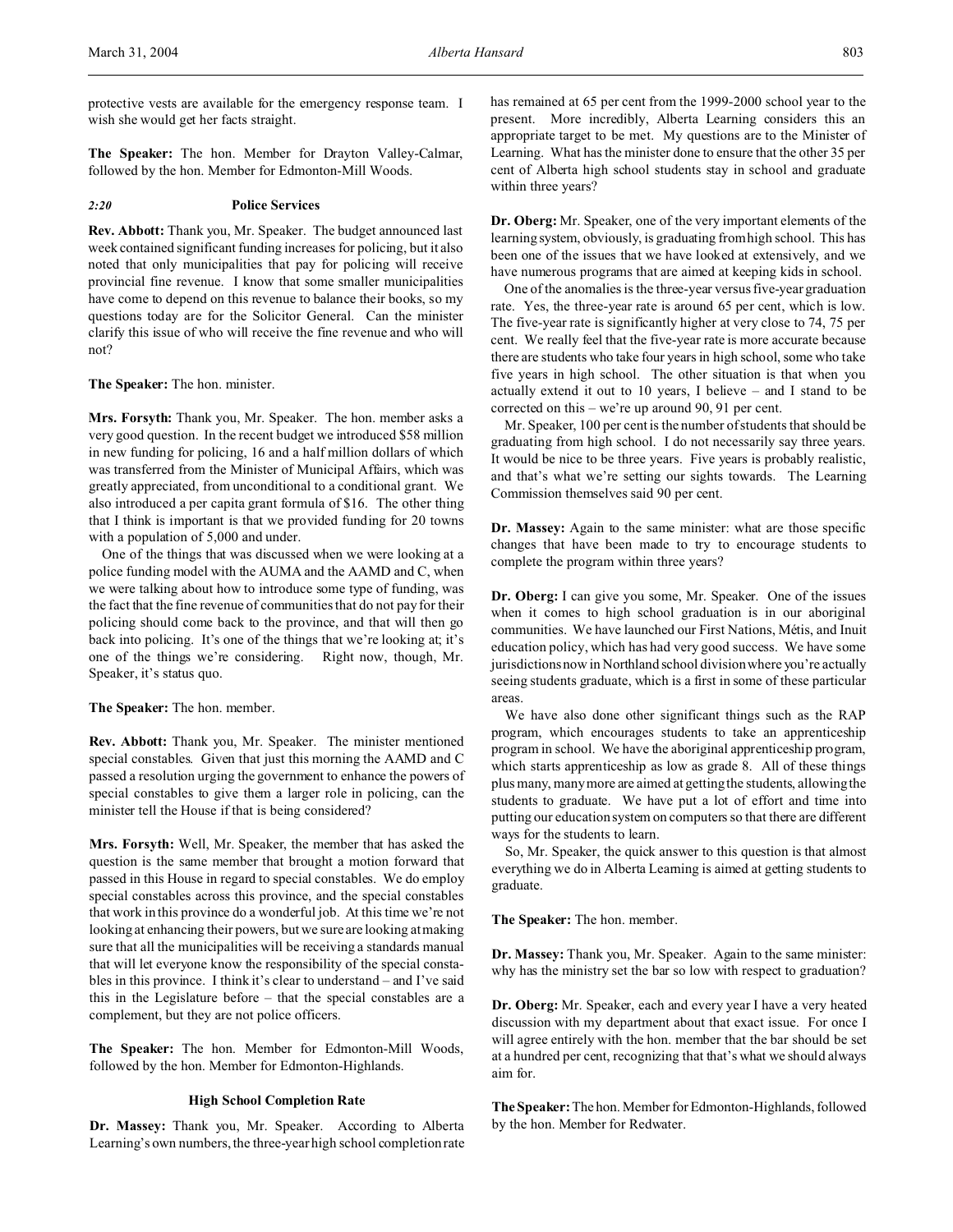protective vests are available for the emergency response team. I wish she would get her facts straight.

**The Speaker:** The hon. Member for Drayton Valley-Calmar, followed by the hon. Member for Edmonton-Mill Woods.

### *2:20* Police Services

**Rev. Abbott:** Thank you, Mr. Speaker. The budget announced last week contained significant funding increases for policing, but it also noted that only municipalities that pay for policing will receive provincial fine revenue. I know that some smaller municipalities have come to depend on this revenue to balance their books, so my questions today are for the Solicitor General. Can the minister clarify this issue of who will receive the fine revenue and who will not?

**The Speaker:** The hon. minister.

**Mrs. Forsyth:** Thank you, Mr. Speaker. The hon. member asks a very good question. In the recent budget we introduced $58 million in new funding for policing, 16 and a half million dollars of which was transferred from the Minister of Municipal Affairs, which was greatly appreciated, from unconditional to a conditional grant. We also introduced a per capita grant formula of $16. The other thing that I think is important is that we provided funding for 20 towns with a population of 5,000 and under.

One of the things that was discussed when we were looking at a police funding model with the AUMA and the AAMD and C, when we were talking about how to introduce some type of funding, was the fact that the fine revenue of communities that do not pay for their policing should come back to the province, and that will then go back into policing. It's one of the things that we're looking at; it's one of the things we're considering. Right now, though, Mr. Speaker, it's status quo.

**The Speaker:** The hon. member.

**Rev. Abbott:** Thank you, Mr. Speaker. The minister mentioned special constables. Given that just this morning the AAMD and C passed a resolution urging the government to enhance the powers of special constables to give them a larger role in policing, can the minister tell the House if that is being considered?

**Mrs. Forsyth:** Well, Mr. Speaker, the member that has asked the question is the same member that brought a motion forward that passed in this House in regard to special constables. We do employ special constables across this province, and the special constables that work in this province do a wonderful job. At this time we're not looking at enhancing their powers, but we sure are looking at making sure that all the municipalities will be receiving a standards manual that will let everyone know the responsibility of the special constables in this province. I think it's clear to understand – and I've said this in the Legislature before – that the special constables are a complement, but they are not police officers.

**The Speaker:** The hon. Member for Edmonton-Mill Woods, followed by the hon. Member for Edmonton-Highlands.

### High School Completion Rate

**Dr. Massey:** Thank you, Mr. Speaker. According to Alberta Learning's own numbers, the three-year high school completion rate has remained at 65 per cent from the 1999-2000 school year to the present. More incredibly, Alberta Learning considers this an appropriate target to be met. My questions are to the Minister of Learning. What has the minister done to ensure that the other 35 per cent of Alberta high school students stay in school and graduate within three years?

**Dr. Oberg:** Mr. Speaker, one of the very important elements of the learning system, obviously, is graduating from high school. This has been one of the issues that we have looked at extensively, and we have numerous programs that are aimed at keeping kids in school.

One of the anomalies is the three-year versus five-year graduation rate. Yes, the three-year rate is around 65 per cent, which is low. The five-year rate is significantly higher at very close to 74, 75 per cent. We really feel that the five-year rate is more accurate because there are students who take four years in high school, some who take five years in high school. The other situation is that when you actually extend it out to 10 years, I believe – and I stand to be corrected on this – we're up around 90, 91 per cent.

Mr. Speaker, 100 per cent is the number of students that should be graduating from high school. I do not necessarily say three years. It would be nice to be three years. Five years is probably realistic, and that's what we're setting our sights towards. The Learning Commission themselves said 90 per cent.

**Dr. Massey:** Again to the same minister: what are those specific changes that have been made to try to encourage students to complete the program within three years?

**Dr. Oberg:** I can give you some, Mr. Speaker. One of the issues when it comes to high school graduation is in our aboriginal communities. We have launched our First Nations, Métis, and Inuit education policy, which has had very good success. We have some jurisdictions now in Northland school division where you're actually seeing students graduate, which is a first in some of these particular areas.

We have also done other significant things such as the RAP program, which encourages students to take an apprenticeship program in school. We have the aboriginal apprenticeship program, which starts apprenticeship as low as grade 8. All of these things plus many, many more are aimed at getting the students, allowing the students to graduate. We have put a lot of effort and time into putting our education system on computers so that there are different ways for the students to learn.

So, Mr. Speaker, the quick answer to this question is that almost everything we do in Alberta Learning is aimed at getting students to graduate.

**The Speaker:** The hon. member.

**Dr. Massey:** Thank you, Mr. Speaker. Again to the same minister: why has the ministry set the bar so low with respect to graduation?

**Dr. Oberg:** Mr. Speaker, each and every year I have a very heated discussion with my department about that exact issue. For once I will agree entirely with the hon. member that the bar should be set at a hundred per cent, recognizing that that's what we should always aim for.

**The Speaker:** The hon. Member for Edmonton-Highlands, followed by the hon. Member for Redwater.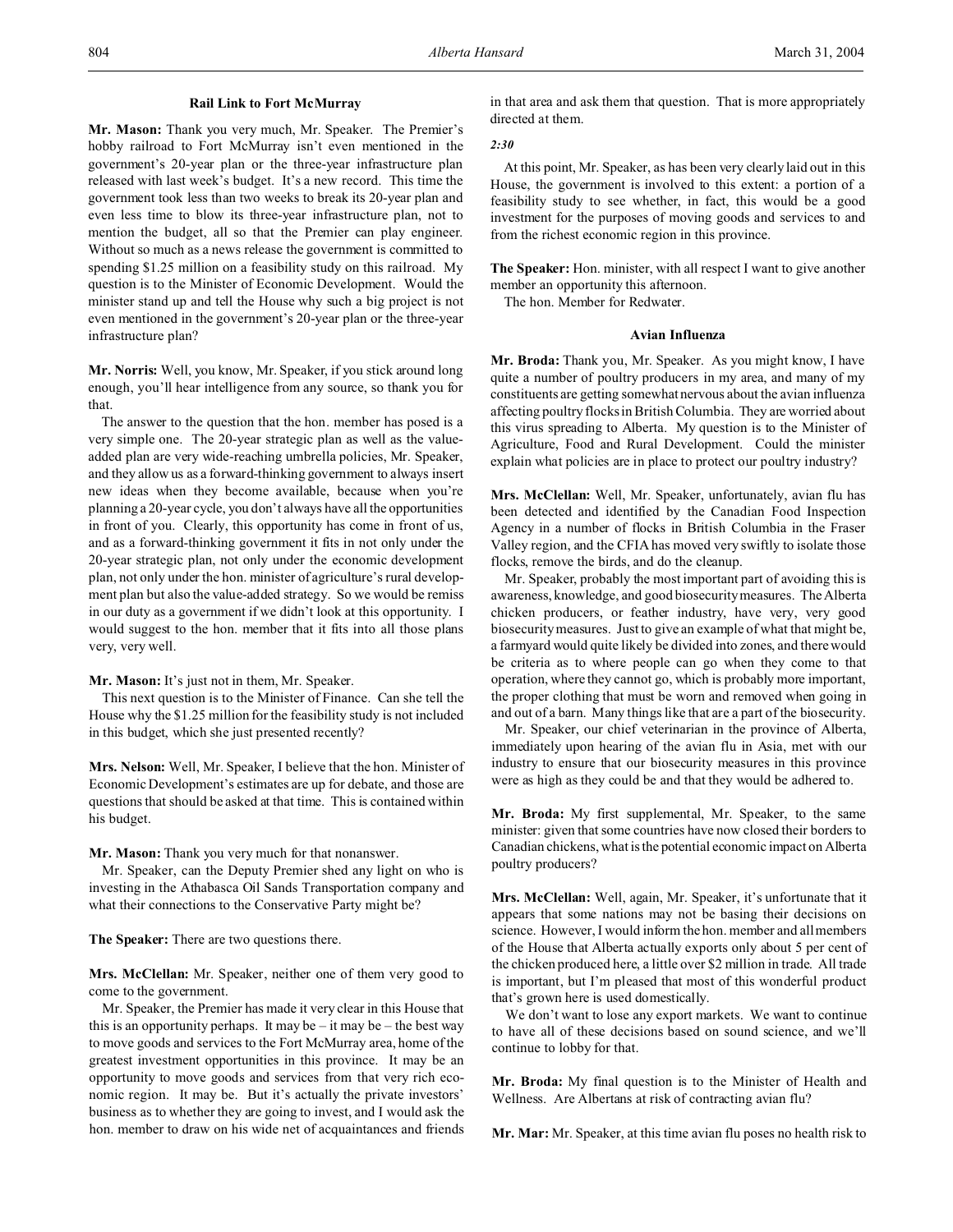### Rail Link to Fort McMurray

**Mr. Mason:** Thank you very much, Mr. Speaker. The Premier's hobby railroad to Fort McMurray isn't even mentioned in the government's 20-year plan or the three-year infrastructure plan released with last week's budget. It's a new record. This time the government took less than two weeks to break its 20-year plan and even less time to blow its three-year infrastructure plan, not to mention the budget, all so that the Premier can play engineer. Without so much as a news release the government is committed to spending $1.25 million on a feasibility study on this railroad. My question is to the Minister of Economic Development. Would the minister stand up and tell the House why such a big project is not even mentioned in the government's 20-year plan or the three-year infrastructure plan?

**Mr. Norris:** Well, you know, Mr. Speaker, if you stick around long enough, you'll hear intelligence from any source, so thank you for that.

The answer to the question that the hon. member has posed is a very simple one. The 20-year strategic plan as well as the value-added plan are very wide-reaching umbrella policies, Mr. Speaker, and they allow us as a forward-thinking government to always insert new ideas when they become available, because when you're planning a 20-year cycle, you don't always have all the opportunities in front of you. Clearly, this opportunity has come in front of us, and as a forward-thinking government it fits in not only under the 20-year strategic plan, not only under the economic development plan, not only under the hon. minister of agriculture's rural development plan but also the value-added strategy. So we would be remiss in our duty as a government if we didn't look at this opportunity. I would suggest to the hon. member that it fits into all those plans very, very well.

**Mr. Mason:** It's just not in them, Mr. Speaker.

This next question is to the Minister of Finance. Can she tell the House why the $1.25 million for the feasibility study is not included in this budget, which she just presented recently?

**Mrs. Nelson:** Well, Mr. Speaker, I believe that the hon. Minister of Economic Development's estimates are up for debate, and those are questions that should be asked at that time. This is contained within his budget.

**Mr. Mason:** Thank you very much for that nonanswer.

Mr. Speaker, can the Deputy Premier shed any light on who is investing in the Athabasca Oil Sands Transportation company and what their connections to the Conservative Party might be?

**The Speaker:** There are two questions there.

**Mrs. McClellan:** Mr. Speaker, neither one of them very good to come to the government.

Mr. Speaker, the Premier has made it very clear in this House that this is an opportunity perhaps. It may be – it may be – the best way to move goods and services to the Fort McMurray area, home of the greatest investment opportunities in this province. It may be an opportunity to move goods and services from that very rich economic region. It may be. But it's actually the private investors' business as to whether they are going to invest, and I would ask the hon. member to draw on his wide net of acquaintances and friends in that area and ask them that question. That is more appropriately directed at them.

*2:30*

At this point, Mr. Speaker, as has been very clearly laid out in this House, the government is involved to this extent: a portion of a feasibility study to see whether, in fact, this would be a good investment for the purposes of moving goods and services to and from the richest economic region in this province.

**The Speaker:** Hon. minister, with all respect I want to give another member an opportunity this afternoon.

The hon. Member for Redwater.

### Avian Influenza

**Mr. Broda:** Thank you, Mr. Speaker. As you might know, I have quite a number of poultry producers in my area, and many of my constituents are getting somewhat nervous about the avian influenza affecting poultry flocks in British Columbia. They are worried about this virus spreading to Alberta. My question is to the Minister of Agriculture, Food and Rural Development. Could the minister explain what policies are in place to protect our poultry industry?

**Mrs. McClellan:** Well, Mr. Speaker, unfortunately, avian flu has been detected and identified by the Canadian Food Inspection Agency in a number of flocks in British Columbia in the Fraser Valley region, and the CFIA has moved very swiftly to isolate those flocks, remove the birds, and do the cleanup.

Mr. Speaker, probably the most important part of avoiding this is awareness, knowledge, and good biosecurity measures. The Alberta chicken producers, or feather industry, have very, very good biosecurity measures. Just to give an example of what that might be, a farmyard would quite likely be divided into zones, and there would be criteria as to where people can go when they come to that operation, where they cannot go, which is probably more important, the proper clothing that must be worn and removed when going in and out of a barn. Many things like that are a part of the biosecurity.

Mr. Speaker, our chief veterinarian in the province of Alberta, immediately upon hearing of the avian flu in Asia, met with our industry to ensure that our biosecurity measures in this province were as high as they could be and that they would be adhered to.

**Mr. Broda:** My first supplemental, Mr. Speaker, to the same minister: given that some countries have now closed their borders to Canadian chickens, what is the potential economic impact on Alberta poultry producers?

**Mrs. McClellan:** Well, again, Mr. Speaker, it's unfortunate that it appears that some nations may not be basing their decisions on science. However, I would inform the hon. member and all members of the House that Alberta actually exports only about 5 per cent of the chicken produced here, a little over $2 million in trade. All trade is important, but I'm pleased that most of this wonderful product that's grown here is used domestically.

We don't want to lose any export markets. We want to continue to have all of these decisions based on sound science, and we'll continue to lobby for that.

**Mr. Broda:** My final question is to the Minister of Health and Wellness. Are Albertans at risk of contracting avian flu?

**Mr. Mar:** Mr. Speaker, at this time avian flu poses no health risk to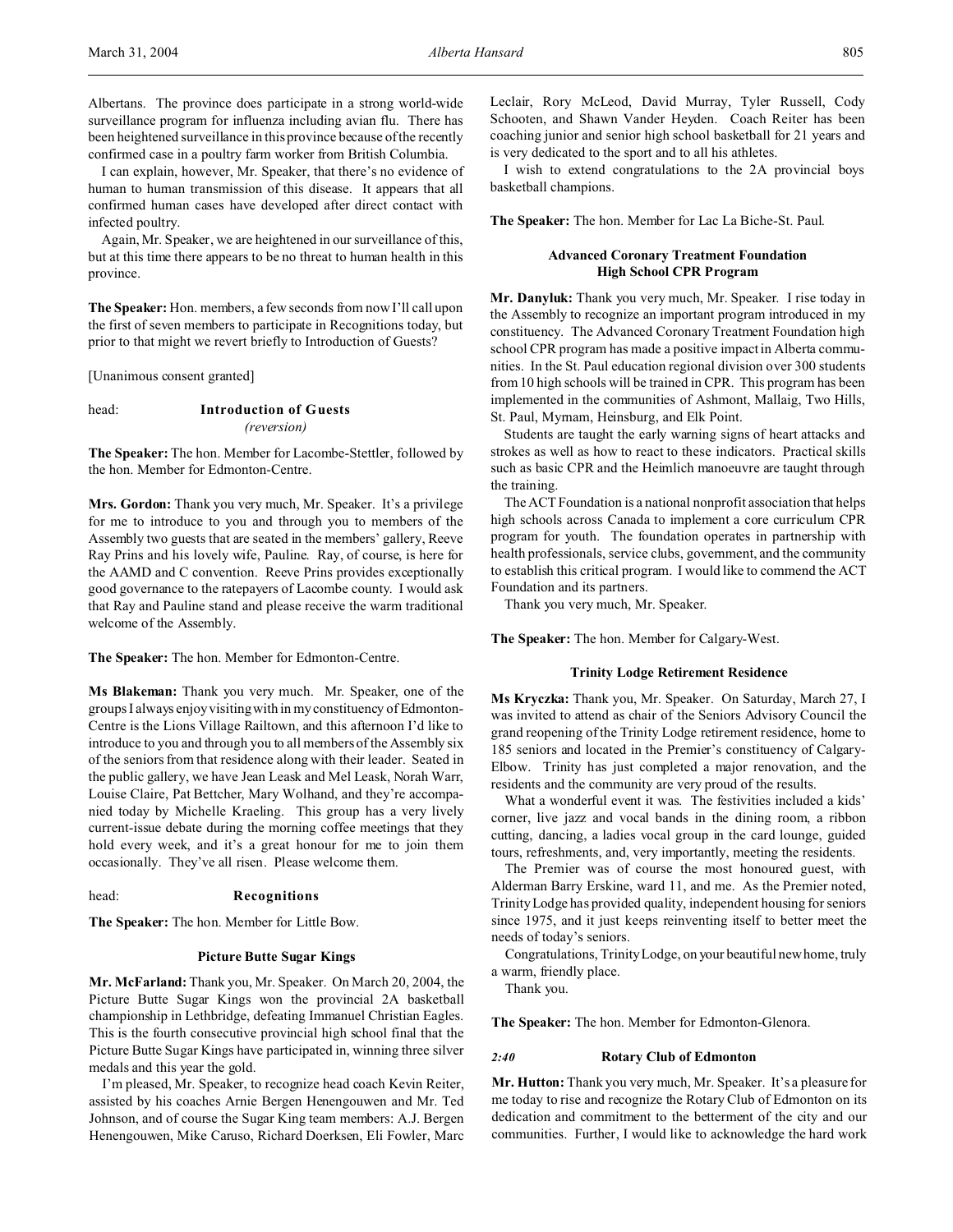Albertans. The province does participate in a strong world-wide surveillance program for influenza including avian flu. There has been heightened surveillance in this province because of the recently confirmed case in a poultry farm worker from British Columbia.

I can explain, however, Mr. Speaker, that there's no evidence of human to human transmission of this disease. It appears that all confirmed human cases have developed after direct contact with infected poultry.

Again, Mr. Speaker, we are heightened in our surveillance of this, but at this time there appears to be no threat to human health in this province.

**The Speaker:** Hon. members, a few seconds from now I'll call upon the first of seven members to participate in Recognitions today, but prior to that might we revert briefly to Introduction of Guests?

[Unanimous consent granted]

head: **Introduction of Guests**
*(reversion)*

**The Speaker:** The hon. Member for Lacombe-Stettler, followed by the hon. Member for Edmonton-Centre.

**Mrs. Gordon:** Thank you very much, Mr. Speaker. It's a privilege for me to introduce to you and through you to members of the Assembly two guests that are seated in the members' gallery, Reeve Ray Prins and his lovely wife, Pauline. Ray, of course, is here for the AAMD and C convention. Reeve Prins provides exceptionally good governance to the ratepayers of Lacombe county. I would ask that Ray and Pauline stand and please receive the warm traditional welcome of the Assembly.

**The Speaker:** The hon. Member for Edmonton-Centre.

**Ms Blakeman:** Thank you very much. Mr. Speaker, one of the groups I always enjoy visiting with in my constituency of Edmonton-Centre is the Lions Village Railtown, and this afternoon I'd like to introduce to you and through you to all members of the Assembly six of the seniors from that residence along with their leader. Seated in the public gallery, we have Jean Leask and Mel Leask, Norah Warr, Louise Claire, Pat Bettcher, Mary Wolhand, and they're accompanied today by Michelle Kraeling. This group has a very lively current-issue debate during the morning coffee meetings that they hold every week, and it's a great honour for me to join them occasionally. They've all risen. Please welcome them.

head: **Recognitions**

**The Speaker:** The hon. Member for Little Bow.

### Picture Butte Sugar Kings

**Mr. McFarland:** Thank you, Mr. Speaker. On March 20, 2004, the Picture Butte Sugar Kings won the provincial 2A basketball championship in Lethbridge, defeating Immanuel Christian Eagles. This is the fourth consecutive provincial high school final that the Picture Butte Sugar Kings have participated in, winning three silver medals and this year the gold.

I'm pleased, Mr. Speaker, to recognize head coach Kevin Reiter, assisted by his coaches Arnie Bergen Henengouwen and Mr. Ted Johnson, and of course the Sugar King team members: A.J. Bergen Henengouwen, Mike Caruso, Richard Doerksen, Eli Fowler, Marc Leclair, Rory McLeod, David Murray, Tyler Russell, Cody Schooten, and Shawn Vander Heyden. Coach Reiter has been coaching junior and senior high school basketball for 21 years and is very dedicated to the sport and to all his athletes.

I wish to extend congratulations to the 2A provincial boys basketball champions.

**The Speaker:** The hon. Member for Lac La Biche-St. Paul.

### Advanced Coronary Treatment Foundation High School CPR Program

**Mr. Danyluk:** Thank you very much, Mr. Speaker. I rise today in the Assembly to recognize an important program introduced in my constituency. The Advanced Coronary Treatment Foundation high school CPR program has made a positive impact in Alberta communities. In the St. Paul education regional division over 300 students from 10 high schools will be trained in CPR. This program has been implemented in the communities of Ashmont, Mallaig, Two Hills, St. Paul, Myrnam, Heinsburg, and Elk Point.

Students are taught the early warning signs of heart attacks and strokes as well as how to react to these indicators. Practical skills such as basic CPR and the Heimlich manoeuvre are taught through the training.

The ACT Foundation is a national nonprofit association that helps high schools across Canada to implement a core curriculum CPR program for youth. The foundation operates in partnership with health professionals, service clubs, government, and the community to establish this critical program. I would like to commend the ACT Foundation and its partners.

Thank you very much, Mr. Speaker.

**The Speaker:** The hon. Member for Calgary-West.

### Trinity Lodge Retirement Residence

**Ms Kryczka:** Thank you, Mr. Speaker. On Saturday, March 27, I was invited to attend as chair of the Seniors Advisory Council the grand reopening of the Trinity Lodge retirement residence, home to 185 seniors and located in the Premier's constituency of Calgary-Elbow. Trinity has just completed a major renovation, and the residents and the community are very proud of the results.

What a wonderful event it was. The festivities included a kids' corner, live jazz and vocal bands in the dining room, a ribbon cutting, dancing, a ladies vocal group in the card lounge, guided tours, refreshments, and, very importantly, meeting the residents.

The Premier was of course the most honoured guest, with Alderman Barry Erskine, ward 11, and me. As the Premier noted, Trinity Lodge has provided quality, independent housing for seniors since 1975, and it just keeps reinventing itself to better meet the needs of today's seniors.

Congratulations, Trinity Lodge, on your beautiful new home, truly a warm, friendly place.

Thank you.

**The Speaker:** The hon. Member for Edmonton-Glenora.

### Rotary Club of Edmonton

*2:40*

**Mr. Hutton:** Thank you very much, Mr. Speaker. It's a pleasure for me today to rise and recognize the Rotary Club of Edmonton on its dedication and commitment to the betterment of the city and our communities. Further, I would like to acknowledge the hard work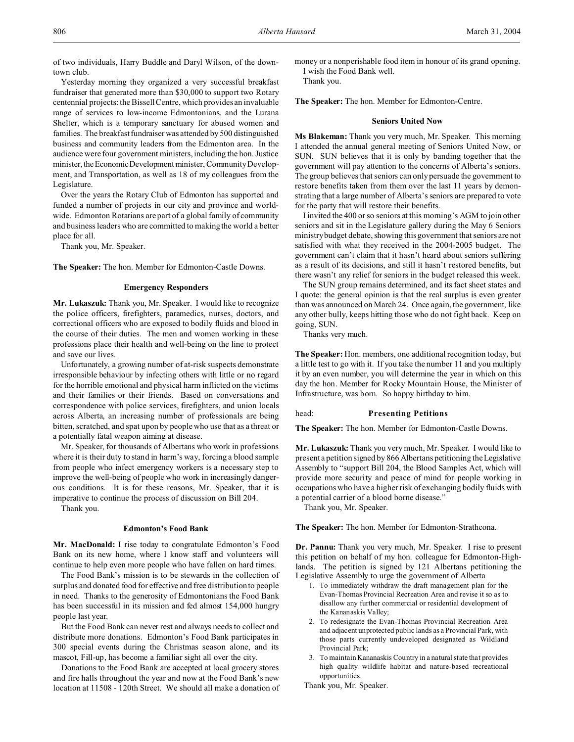of two individuals, Harry Buddle and Daryl Wilson, of the downtown club.

Yesterday morning they organized a very successful breakfast fundraiser that generated more than $30,000 to support two Rotary centennial projects: the Bissell Centre, which provides an invaluable range of services to low-income Edmontonians, and the Lurana Shelter, which is a temporary sanctuary for abused women and families. The breakfast fundraiser was attended by 500 distinguished business and community leaders from the Edmonton area. In the audience were four government ministers, including the hon. Justice minister, the Economic Development minister, Community Development, and Transportation, as well as 18 of my colleagues from the Legislature.

Over the years the Rotary Club of Edmonton has supported and funded a number of projects in our city and province and worldwide. Edmonton Rotarians are part of a global family of community and business leaders who are committed to making the world a better place for all.

Thank you, Mr. Speaker.

**The Speaker:** The hon. Member for Edmonton-Castle Downs.

### Emergency Responders

**Mr. Lukaszuk:** Thank you, Mr. Speaker. I would like to recognize the police officers, firefighters, paramedics, nurses, doctors, and correctional officers who are exposed to bodily fluids and blood in the course of their duties. The men and women working in these professions place their health and well-being on the line to protect and save our lives.

Unfortunately, a growing number of at-risk suspects demonstrate irresponsible behaviour by infecting others with little or no regard for the horrible emotional and physical harm inflicted on the victims and their families or their friends. Based on conversations and correspondence with police services, firefighters, and union locals across Alberta, an increasing number of professionals are being bitten, scratched, and spat upon by people who use that as a threat or a potentially fatal weapon aiming at disease.

Mr. Speaker, for thousands of Albertans who work in professions where it is their duty to stand in harm's way, forcing a blood sample from people who infect emergency workers is a necessary step to improve the well-being of people who work in increasingly dangerous conditions. It is for these reasons, Mr. Speaker, that it is imperative to continue the process of discussion on Bill 204.

Thank you.

### Edmonton's Food Bank

**Mr. MacDonald:** I rise today to congratulate Edmonton's Food Bank on its new home, where I know staff and volunteers will continue to help even more people who have fallen on hard times.

The Food Bank's mission is to be stewards in the collection of surplus and donated food for effective and free distribution to people in need. Thanks to the generosity of Edmontonians the Food Bank has been successful in its mission and fed almost 154,000 hungry people last year.

But the Food Bank can never rest and always needs to collect and distribute more donations. Edmonton's Food Bank participates in 300 special events during the Christmas season alone, and its mascot, Fill-up, has become a familiar sight all over the city.

Donations to the Food Bank are accepted at local grocery stores and fire halls throughout the year and now at the Food Bank's new location at 11508 - 120th Street. We should all make a donation of money or a nonperishable food item in honour of its grand opening.

I wish the Food Bank well.

Thank you.

**The Speaker:** The hon. Member for Edmonton-Centre.

### Seniors United Now

**Ms Blakeman:** Thank you very much, Mr. Speaker. This morning I attended the annual general meeting of Seniors United Now, or SUN. SUN believes that it is only by banding together that the government will pay attention to the concerns of Alberta's seniors. The group believes that seniors can only persuade the government to restore benefits taken from them over the last 11 years by demonstrating that a large number of Alberta's seniors are prepared to vote for the party that will restore their benefits.

I invited the 400 or so seniors at this morning's AGM to join other seniors and sit in the Legislature gallery during the May 6 Seniors ministry budget debate, showing this government that seniors are not satisfied with what they received in the 2004-2005 budget. The government can't claim that it hasn't heard about seniors suffering as a result of its decisions, and still it hasn't restored benefits, but there wasn't any relief for seniors in the budget released this week.

The SUN group remains determined, and its fact sheet states and I quote: the general opinion is that the real surplus is even greater than was announced on March 24. Once again, the government, like any other bully, keeps hitting those who do not fight back. Keep on going, SUN.

Thanks very much.

**The Speaker:** Hon. members, one additional recognition today, but a little test to go with it. If you take the number 11 and you multiply it by an even number, you will determine the year in which on this day the hon. Member for Rocky Mountain House, the Minister of Infrastructure, was born. So happy birthday to him.

## head: Presenting Petitions

**The Speaker:** The hon. Member for Edmonton-Castle Downs.

**Mr. Lukaszuk:** Thank you very much, Mr. Speaker. I would like to present a petition signed by 866 Albertans petitioning the Legislative Assembly to "support Bill 204, the Blood Samples Act, which will provide more security and peace of mind for people working in occupations who have a higher risk of exchanging bodily fluids with a potential carrier of a blood borne disease."

Thank you, Mr. Speaker.

**The Speaker:** The hon. Member for Edmonton-Strathcona.

**Dr. Pannu:** Thank you very much, Mr. Speaker. I rise to present this petition on behalf of my hon. colleague for Edmonton-Highlands. The petition is signed by 121 Albertans petitioning the Legislative Assembly to urge the government of Alberta

1. To immediately withdraw the draft management plan for the Evan-Thomas Provincial Recreation Area and revise it so as to disallow any further commercial or residential development of the Kananaskis Valley;
2. To redesignate the Evan-Thomas Provincial Recreation Area and adjacent unprotected public lands as a Provincial Park, with those parts currently undeveloped designated as Wildland Provincial Park;
3. To maintain Kananaskis Country in a natural state that provides high quality wildlife habitat and nature-based recreational opportunities.

Thank you, Mr. Speaker.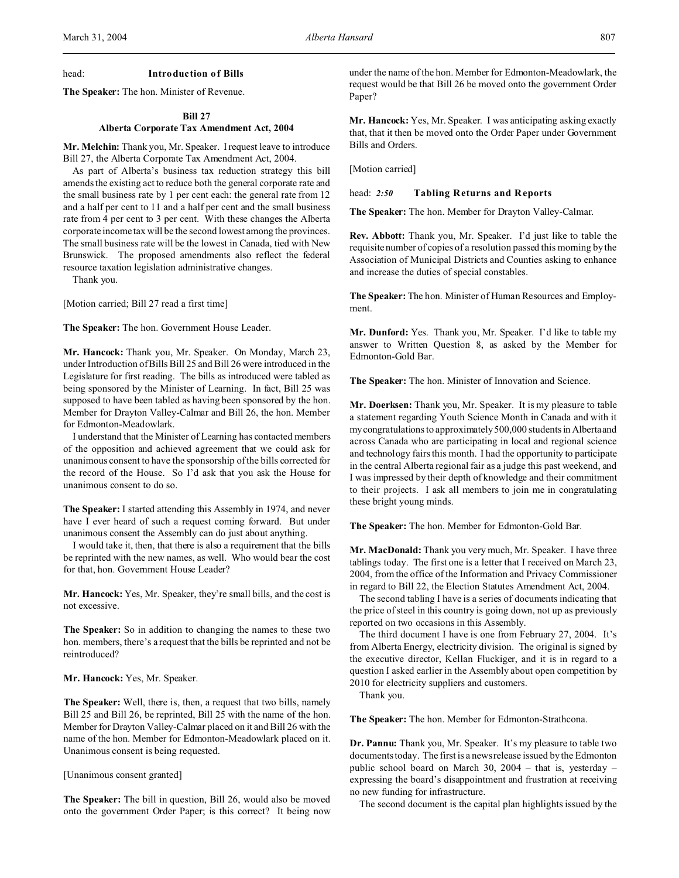head: **Introduction of Bills**

**The Speaker:** The hon. Minister of Revenue.

**Bill 27**
**Alberta Corporate Tax Amendment Act, 2004**

**Mr. Melchin:** Thank you, Mr. Speaker. I request leave to introduce Bill 27, the Alberta Corporate Tax Amendment Act, 2004.

As part of Alberta's business tax reduction strategy this bill amends the existing act to reduce both the general corporate rate and the small business rate by 1 per cent each: the general rate from 12 and a half per cent to 11 and a half per cent and the small business rate from 4 per cent to 3 per cent. With these changes the Alberta corporate income tax will be the second lowest among the provinces. The small business rate will be the lowest in Canada, tied with New Brunswick. The proposed amendments also reflect the federal resource taxation legislation administrative changes.

Thank you.

[Motion carried; Bill 27 read a first time]

**The Speaker:** The hon. Government House Leader.

**Mr. Hancock:** Thank you, Mr. Speaker. On Monday, March 23, under Introduction of Bills Bill 25 and Bill 26 were introduced in the Legislature for first reading. The bills as introduced were tabled as being sponsored by the Minister of Learning. In fact, Bill 25 was supposed to have been tabled as having been sponsored by the hon. Member for Drayton Valley-Calmar and Bill 26, the hon. Member for Edmonton-Meadowlark.

I understand that the Minister of Learning has contacted members of the opposition and achieved agreement that we could ask for unanimous consent to have the sponsorship of the bills corrected for the record of the House. So I'd ask that you ask the House for unanimous consent to do so.

**The Speaker:** I started attending this Assembly in 1974, and never have I ever heard of such a request coming forward. But under unanimous consent the Assembly can do just about anything.

I would take it, then, that there is also a requirement that the bills be reprinted with the new names, as well. Who would bear the cost for that, hon. Government House Leader?

**Mr. Hancock:** Yes, Mr. Speaker, they're small bills, and the cost is not excessive.

**The Speaker:** So in addition to changing the names to these two hon. members, there's a request that the bills be reprinted and not be reintroduced?

**Mr. Hancock:** Yes, Mr. Speaker.

**The Speaker:** Well, there is, then, a request that two bills, namely Bill 25 and Bill 26, be reprinted, Bill 25 with the name of the hon. Member for Drayton Valley-Calmar placed on it and Bill 26 with the name of the hon. Member for Edmonton-Meadowlark placed on it. Unanimous consent is being requested.

[Unanimous consent granted]

**The Speaker:** The bill in question, Bill 26, would also be moved onto the government Order Paper; is this correct? It being now under the name of the hon. Member for Edmonton-Meadowlark, the request would be that Bill 26 be moved onto the government Order Paper?

**Mr. Hancock:** Yes, Mr. Speaker. I was anticipating asking exactly that, that it then be moved onto the Order Paper under Government Bills and Orders.

[Motion carried]

head: *2:50* **Tabling Returns and Reports**

**The Speaker:** The hon. Member for Drayton Valley-Calmar.

**Rev. Abbott:** Thank you, Mr. Speaker. I'd just like to table the requisite number of copies of a resolution passed this morning by the Association of Municipal Districts and Counties asking to enhance and increase the duties of special constables.

**The Speaker:** The hon. Minister of Human Resources and Employment.

**Mr. Dunford:** Yes. Thank you, Mr. Speaker. I'd like to table my answer to Written Question 8, as asked by the Member for Edmonton-Gold Bar.

**The Speaker:** The hon. Minister of Innovation and Science.

**Mr. Doerksen:** Thank you, Mr. Speaker. It is my pleasure to table a statement regarding Youth Science Month in Canada and with it my congratulations to approximately 500,000 students in Alberta and across Canada who are participating in local and regional science and technology fairs this month. I had the opportunity to participate in the central Alberta regional fair as a judge this past weekend, and I was impressed by their depth of knowledge and their commitment to their projects. I ask all members to join me in congratulating these bright young minds.

**The Speaker:** The hon. Member for Edmonton-Gold Bar.

**Mr. MacDonald:** Thank you very much, Mr. Speaker. I have three tablings today. The first one is a letter that I received on March 23, 2004, from the office of the Information and Privacy Commissioner in regard to Bill 22, the Election Statutes Amendment Act, 2004.

The second tabling I have is a series of documents indicating that the price of steel in this country is going down, not up as previously reported on two occasions in this Assembly.

The third document I have is one from February 27, 2004. It's from Alberta Energy, electricity division. The original is signed by the executive director, Kellan Fluckiger, and it is in regard to a question I asked earlier in the Assembly about open competition by 2010 for electricity suppliers and customers.

Thank you.

**The Speaker:** The hon. Member for Edmonton-Strathcona.

**Dr. Pannu:** Thank you, Mr. Speaker. It's my pleasure to table two documents today. The first is a news release issued by the Edmonton public school board on March 30, 2004 – that is, yesterday – expressing the board's disappointment and frustration at receiving no new funding for infrastructure.

The second document is the capital plan highlights issued by the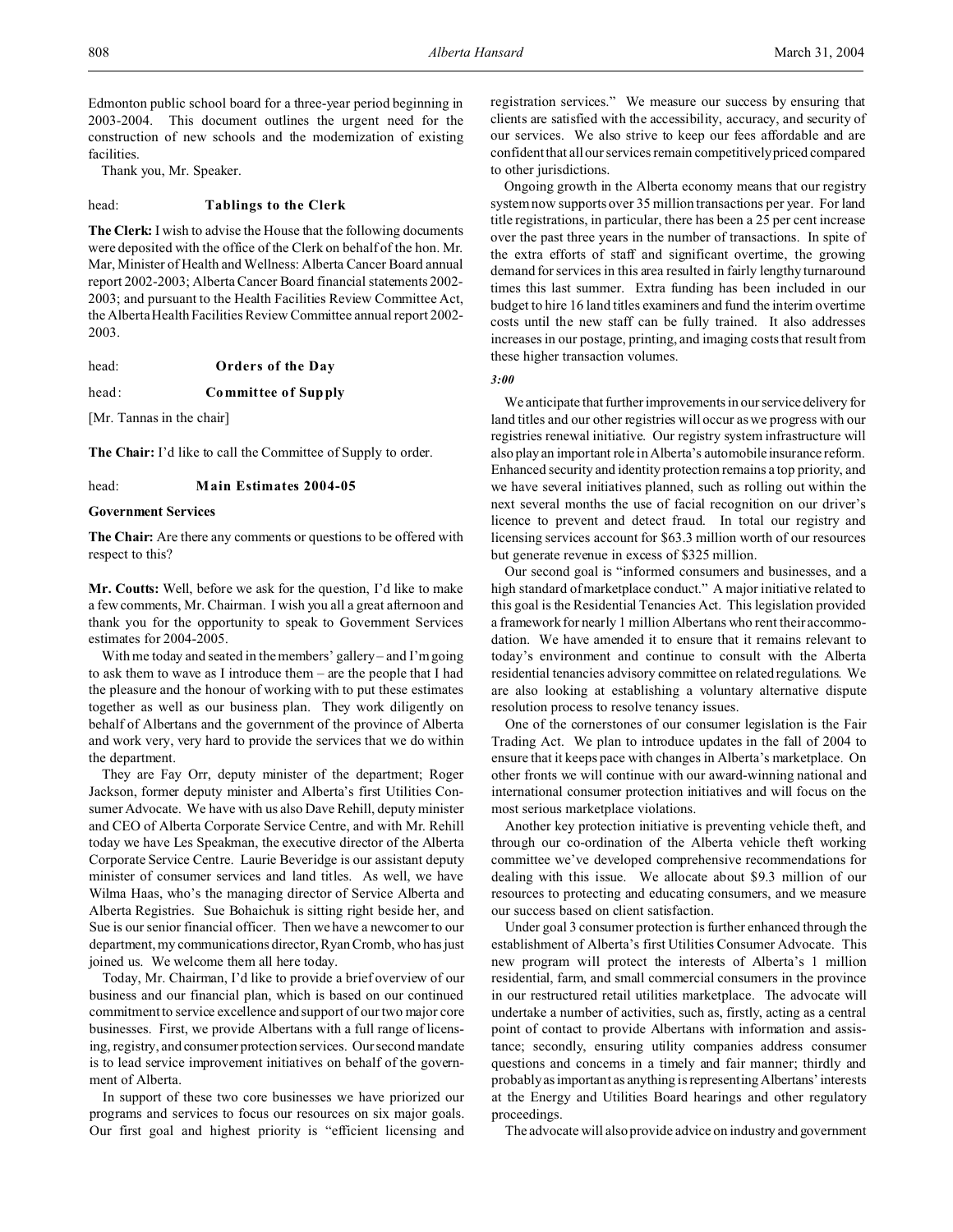Edmonton public school board for a three-year period beginning in 2003-2004. This document outlines the urgent need for the construction of new schools and the modernization of existing facilities.

Thank you, Mr. Speaker.

head: **Tablings to the Clerk**

**The Clerk:** I wish to advise the House that the following documents were deposited with the office of the Clerk on behalf of the hon. Mr. Mar, Minister of Health and Wellness: Alberta Cancer Board annual report 2002-2003; Alberta Cancer Board financial statements 2002-2003; and pursuant to the Health Facilities Review Committee Act, the Alberta Health Facilities Review Committee annual report 2002-2003.

head: **Orders of the Day**

head: **Committee of Supply**

[Mr. Tannas in the chair]

**The Chair:** I'd like to call the Committee of Supply to order.

head: **Main Estimates 2004-05**

**Government Services**

**The Chair:** Are there any comments or questions to be offered with respect to this?

**Mr. Coutts:** Well, before we ask for the question, I'd like to make a few comments, Mr. Chairman. I wish you all a great afternoon and thank you for the opportunity to speak to Government Services estimates for 2004-2005.

With me today and seated in the members' gallery – and I'm going to ask them to wave as I introduce them – are the people that I had the pleasure and the honour of working with to put these estimates together as well as our business plan. They work diligently on behalf of Albertans and the government of the province of Alberta and work very, very hard to provide the services that we do within the department.

They are Fay Orr, deputy minister of the department; Roger Jackson, former deputy minister and Alberta's first Utilities Consumer Advocate. We have with us also Dave Rehill, deputy minister and CEO of Alberta Corporate Service Centre, and with Mr. Rehill today we have Les Speakman, the executive director of the Alberta Corporate Service Centre. Laurie Beveridge is our assistant deputy minister of consumer services and land titles. As well, we have Wilma Haas, who's the managing director of Service Alberta and Alberta Registries. Sue Bohaichuk is sitting right beside her, and Sue is our senior financial officer. Then we have a newcomer to our department, my communications director, Ryan Cromb, who has just joined us. We welcome them all here today.

Today, Mr. Chairman, I'd like to provide a brief overview of our business and our financial plan, which is based on our continued commitment to service excellence and support of our two major core businesses. First, we provide Albertans with a full range of licensing, registry, and consumer protection services. Our second mandate is to lead service improvement initiatives on behalf of the government of Alberta.

In support of these two core businesses we have priorized our programs and services to focus our resources on six major goals. Our first goal and highest priority is "efficient licensing and registration services." We measure our success by ensuring that clients are satisfied with the accessibility, accuracy, and security of our services. We also strive to keep our fees affordable and are confident that all our services remain competitively priced compared to other jurisdictions.

Ongoing growth in the Alberta economy means that our registry system now supports over 35 million transactions per year. For land title registrations, in particular, there has been a 25 per cent increase over the past three years in the number of transactions. In spite of the extra efforts of staff and significant overtime, the growing demand for services in this area resulted in fairly lengthy turnaround times this last summer. Extra funding has been included in our budget to hire 16 land titles examiners and fund the interim overtime costs until the new staff can be fully trained. It also addresses increases in our postage, printing, and imaging costs that result from these higher transaction volumes.

*3:00*

We anticipate that further improvements in our service delivery for land titles and our other registries will occur as we progress with our registries renewal initiative. Our registry system infrastructure will also play an important role in Alberta's automobile insurance reform. Enhanced security and identity protection remains a top priority, and we have several initiatives planned, such as rolling out within the next several months the use of facial recognition on our driver's licence to prevent and detect fraud. In total our registry and licensing services account for $63.3 million worth of our resources but generate revenue in excess of $325 million.

Our second goal is "informed consumers and businesses, and a high standard of marketplace conduct." A major initiative related to this goal is the Residential Tenancies Act. This legislation provided a framework for nearly 1 million Albertans who rent their accommodation. We have amended it to ensure that it remains relevant to today's environment and continue to consult with the Alberta residential tenancies advisory committee on related regulations. We are also looking at establishing a voluntary alternative dispute resolution process to resolve tenancy issues.

One of the cornerstones of our consumer legislation is the Fair Trading Act. We plan to introduce updates in the fall of 2004 to ensure that it keeps pace with changes in Alberta's marketplace. On other fronts we will continue with our award-winning national and international consumer protection initiatives and will focus on the most serious marketplace violations.

Another key protection initiative is preventing vehicle theft, and through our co-ordination of the Alberta vehicle theft working committee we've developed comprehensive recommendations for dealing with this issue. We allocate about $9.3 million of our resources to protecting and educating consumers, and we measure our success based on client satisfaction.

Under goal 3 consumer protection is further enhanced through the establishment of Alberta's first Utilities Consumer Advocate. This new program will protect the interests of Alberta's 1 million residential, farm, and small commercial consumers in the province in our restructured retail utilities marketplace. The advocate will undertake a number of activities, such as, firstly, acting as a central point of contact to provide Albertans with information and assistance; secondly, ensuring utility companies address consumer questions and concerns in a timely and fair manner; thirdly and probably as important as anything is representing Albertans' interests at the Energy and Utilities Board hearings and other regulatory proceedings.

The advocate will also provide advice on industry and government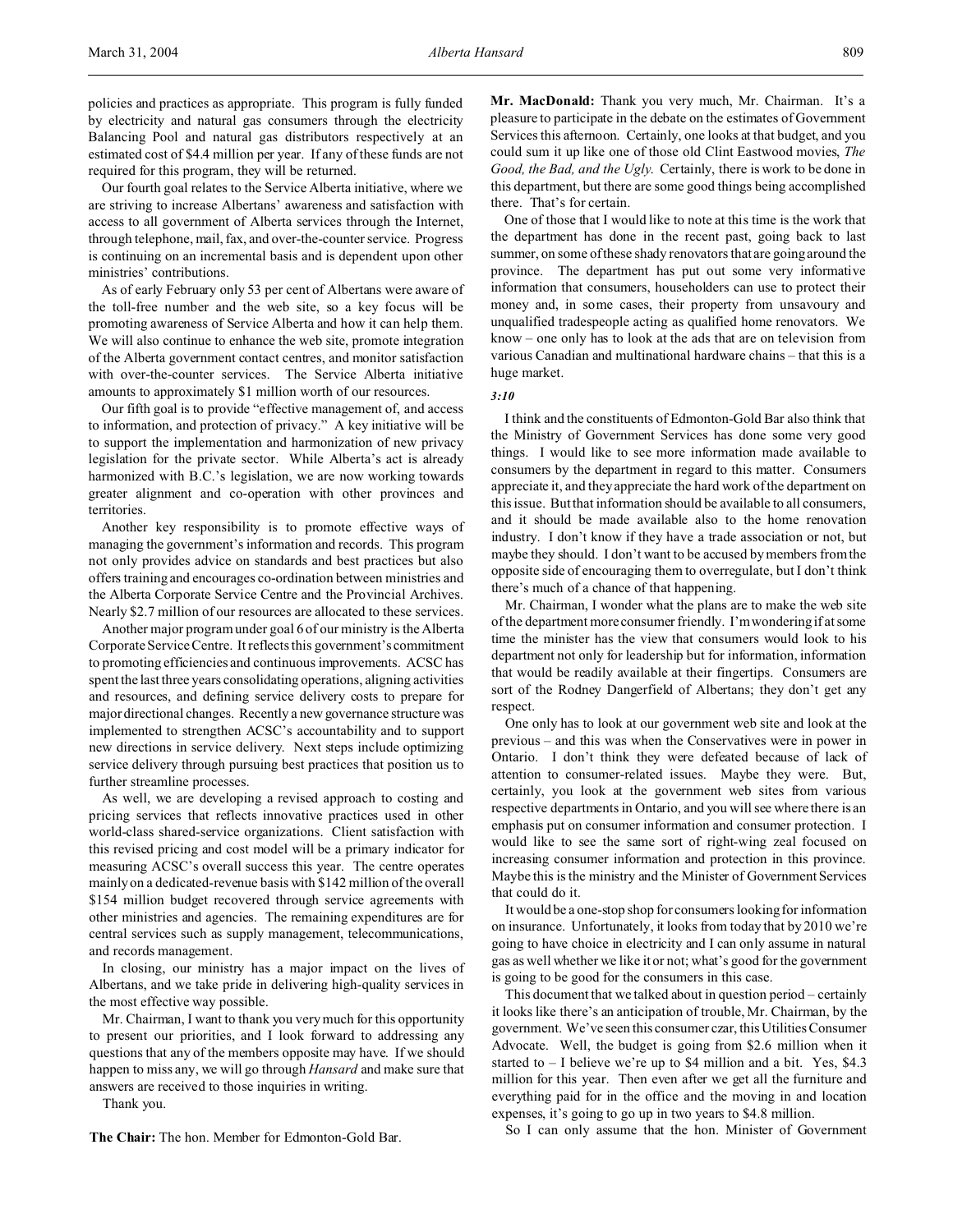policies and practices as appropriate. This program is fully funded by electricity and natural gas consumers through the electricity Balancing Pool and natural gas distributors respectively at an estimated cost of $4.4 million per year. If any of these funds are not required for this program, they will be returned.

Our fourth goal relates to the Service Alberta initiative, where we are striving to increase Albertans' awareness and satisfaction with access to all government of Alberta services through the Internet, through telephone, mail, fax, and over-the-counter service. Progress is continuing on an incremental basis and is dependent upon other ministries' contributions.

As of early February only 53 per cent of Albertans were aware of the toll-free number and the web site, so a key focus will be promoting awareness of Service Alberta and how it can help them. We will also continue to enhance the web site, promote integration of the Alberta government contact centres, and monitor satisfaction with over-the-counter services. The Service Alberta initiative amounts to approximately $1 million worth of our resources.

Our fifth goal is to provide "effective management of, and access to information, and protection of privacy." A key initiative will be to support the implementation and harmonization of new privacy legislation for the private sector. While Alberta's act is already harmonized with B.C.'s legislation, we are now working towards greater alignment and co-operation with other provinces and territories.

Another key responsibility is to promote effective ways of managing the government's information and records. This program not only provides advice on standards and best practices but also offers training and encourages co-ordination between ministries and the Alberta Corporate Service Centre and the Provincial Archives. Nearly $2.7 million of our resources are allocated to these services.

Another major program under goal 6 of our ministry is the Alberta Corporate Service Centre. It reflects this government's commitment to promoting efficiencies and continuous improvements. ACSC has spent the last three years consolidating operations, aligning activities and resources, and defining service delivery costs to prepare for major directional changes. Recently a new governance structure was implemented to strengthen ACSC's accountability and to support new directions in service delivery. Next steps include optimizing service delivery through pursuing best practices that position us to further streamline processes.

As well, we are developing a revised approach to costing and pricing services that reflects innovative practices used in other world-class shared-service organizations. Client satisfaction with this revised pricing and cost model will be a primary indicator for measuring ACSC's overall success this year. The centre operates mainly on a dedicated-revenue basis with $142 million of the overall $154 million budget recovered through service agreements with other ministries and agencies. The remaining expenditures are for central services such as supply management, telecommunications, and records management.

In closing, our ministry has a major impact on the lives of Albertans, and we take pride in delivering high-quality services in the most effective way possible.

Mr. Chairman, I want to thank you very much for this opportunity to present our priorities, and I look forward to addressing any questions that any of the members opposite may have. If we should happen to miss any, we will go through *Hansard* and make sure that answers are received to those inquiries in writing.

Thank you.

**The Chair:** The hon. Member for Edmonton-Gold Bar.

**Mr. MacDonald:** Thank you very much, Mr. Chairman. It's a pleasure to participate in the debate on the estimates of Government Services this afternoon. Certainly, one looks at that budget, and you could sum it up like one of those old Clint Eastwood movies, *The Good, the Bad, and the Ugly.* Certainly, there is work to be done in this department, but there are some good things being accomplished there. That's for certain.

One of those that I would like to note at this time is the work that the department has done in the recent past, going back to last summer, on some of these shady renovators that are going around the province. The department has put out some very informative information that consumers, householders can use to protect their money and, in some cases, their property from unsavoury and unqualified tradespeople acting as qualified home renovators. We know – one only has to look at the ads that are on television from various Canadian and multinational hardware chains – that this is a huge market.

*3:10*

I think and the constituents of Edmonton-Gold Bar also think that the Ministry of Government Services has done some very good things. I would like to see more information made available to consumers by the department in regard to this matter. Consumers appreciate it, and they appreciate the hard work of the department on this issue. But that information should be available to all consumers, and it should be made available also to the home renovation industry. I don't know if they have a trade association or not, but maybe they should. I don't want to be accused by members from the opposite side of encouraging them to overregulate, but I don't think there's much of a chance of that happening.

Mr. Chairman, I wonder what the plans are to make the web site of the department more consumer friendly. I'm wondering if at some time the minister has the view that consumers would look to his department not only for leadership but for information, information that would be readily available at their fingertips. Consumers are sort of the Rodney Dangerfield of Albertans; they don't get any respect.

One only has to look at our government web site and look at the previous – and this was when the Conservatives were in power in Ontario. I don't think they were defeated because of lack of attention to consumer-related issues. Maybe they were. But, certainly, you look at the government web sites from various respective departments in Ontario, and you will see where there is an emphasis put on consumer information and consumer protection. I would like to see the same sort of right-wing zeal focused on increasing consumer information and protection in this province. Maybe this is the ministry and the Minister of Government Services that could do it.

It would be a one-stop shop for consumers looking for information on insurance. Unfortunately, it looks from today that by 2010 we're going to have choice in electricity and I can only assume in natural gas as well whether we like it or not; what's good for the government is going to be good for the consumers in this case.

This document that we talked about in question period – certainly it looks like there's an anticipation of trouble, Mr. Chairman, by the government. We've seen this consumer czar, this Utilities Consumer Advocate. Well, the budget is going from $2.6 million when it started to – I believe we're up to $4 million and a bit. Yes, $4.3 million for this year. Then even after we get all the furniture and everything paid for in the office and the moving in and location expenses, it's going to go up in two years to $4.8 million.

So I can only assume that the hon. Minister of Government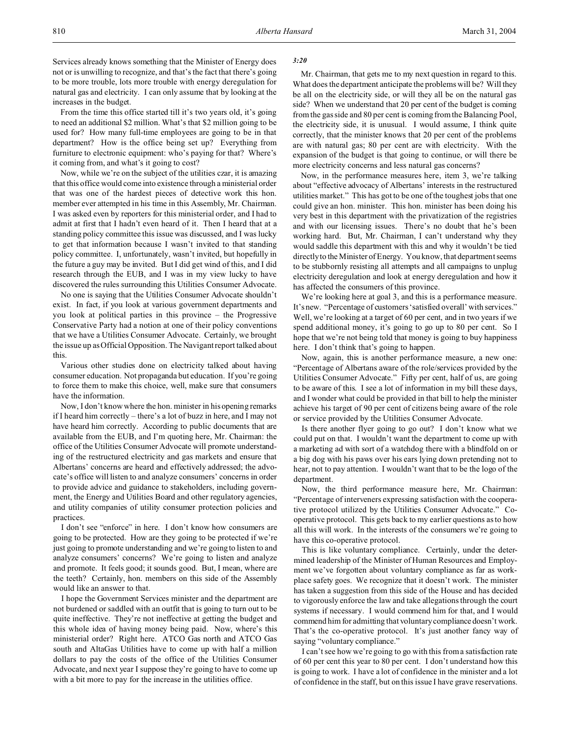Services already knows something that the Minister of Energy does not or is unwilling to recognize, and that's the fact that there's going to be more trouble, lots more trouble with energy deregulation for natural gas and electricity. I can only assume that by looking at the increases in the budget.

From the time this office started till it's two years old, it's going to need an additional $2 million. What's that $2 million going to be used for? How many full-time employees are going to be in that department? How is the office being set up? Everything from furniture to electronic equipment: who's paying for that? Where's it coming from, and what's it going to cost?

Now, while we're on the subject of the utilities czar, it is amazing that this office would come into existence through a ministerial order that was one of the hardest pieces of detective work this hon. member ever attempted in his time in this Assembly, Mr. Chairman. I was asked even by reporters for this ministerial order, and I had to admit at first that I hadn't even heard of it. Then I heard that at a standing policy committee this issue was discussed, and I was lucky to get that information because I wasn't invited to that standing policy committee. I, unfortunately, wasn't invited, but hopefully in the future a guy may be invited. But I did get wind of this, and I did research through the EUB, and I was in my view lucky to have discovered the rules surrounding this Utilities Consumer Advocate.

No one is saying that the Utilities Consumer Advocate shouldn't exist. In fact, if you look at various government departments and you look at political parties in this province – the Progressive Conservative Party had a notion at one of their policy conventions that we have a Utilities Consumer Advocate. Certainly, we brought the issue up as Official Opposition. The Navigant report talked about this.

Various other studies done on electricity talked about having consumer education. Not propaganda but education. If you're going to force them to make this choice, well, make sure that consumers have the information.

Now, I don't know where the hon. minister in his opening remarks if I heard him correctly – there's a lot of buzz in here, and I may not have heard him correctly. According to public documents that are available from the EUB, and I'm quoting here, Mr. Chairman: the office of the Utilities Consumer Advocate will promote understanding of the restructured electricity and gas markets and ensure that Albertans' concerns are heard and effectively addressed; the advocate's office will listen to and analyze consumers' concerns in order to provide advice and guidance to stakeholders, including government, the Energy and Utilities Board and other regulatory agencies, and utility companies of utility consumer protection policies and practices.

I don't see "enforce" in here. I don't know how consumers are going to be protected. How are they going to be protected if we're just going to promote understanding and we're going to listen to and analyze consumers' concerns? We're going to listen and analyze and promote. It feels good; it sounds good. But, I mean, where are the teeth? Certainly, hon. members on this side of the Assembly would like an answer to that.

I hope the Government Services minister and the department are not burdened or saddled with an outfit that is going to turn out to be quite ineffective. They're not ineffective at getting the budget and this whole idea of having money being paid. Now, where's this ministerial order? Right here. ATCO Gas north and ATCO Gas south and AltaGas Utilities have to come up with half a million dollars to pay the costs of the office of the Utilities Consumer Advocate, and next year I suppose they're going to have to come up with a bit more to pay for the increase in the utilities office.

*3:20*

Mr. Chairman, that gets me to my next question in regard to this. What does the department anticipate the problems will be? Will they be all on the electricity side, or will they all be on the natural gas side? When we understand that 20 per cent of the budget is coming from the gas side and 80 per cent is coming from the Balancing Pool, the electricity side, it is unusual. I would assume, I think quite correctly, that the minister knows that 20 per cent of the problems are with natural gas; 80 per cent are with electricity. With the expansion of the budget is that going to continue, or will there be more electricity concerns and less natural gas concerns?

Now, in the performance measures here, item 3, we're talking about "effective advocacy of Albertans' interests in the restructured utilities market." This has got to be one of the toughest jobs that one could give an hon. minister. This hon. minister has been doing his very best in this department with the privatization of the registries and with our licensing issues. There's no doubt that he's been working hard. But, Mr. Chairman, I can't understand why they would saddle this department with this and why it wouldn't be tied directly to the Minister of Energy. You know, that department seems to be stubbornly resisting all attempts and all campaigns to unplug electricity deregulation and look at energy deregulation and how it has affected the consumers of this province.

We're looking here at goal 3, and this is a performance measure. It's new. "Percentage of customers 'satisfied overall' with services." Well, we're looking at a target of 60 per cent, and in two years if we spend additional money, it's going to go up to 80 per cent. So I hope that we're not being told that money is going to buy happiness here. I don't think that's going to happen.

Now, again, this is another performance measure, a new one: "Percentage of Albertans aware of the role/services provided by the Utilities Consumer Advocate." Fifty per cent, half of us, are going to be aware of this. I see a lot of information in my bill these days, and I wonder what could be provided in that bill to help the minister achieve his target of 90 per cent of citizens being aware of the role or service provided by the Utilities Consumer Advocate.

Is there another flyer going to go out? I don't know what we could put on that. I wouldn't want the department to come up with a marketing ad with sort of a watchdog there with a blindfold on or a big dog with his paws over his ears lying down pretending not to hear, not to pay attention. I wouldn't want that to be the logo of the department.

Now, the third performance measure here, Mr. Chairman: "Percentage of interveners expressing satisfaction with the cooperative protocol utilized by the Utilities Consumer Advocate." Co-operative protocol. This gets back to my earlier questions as to how all this will work. In the interests of the consumers we're going to have this co-operative protocol.

This is like voluntary compliance. Certainly, under the determined leadership of the Minister of Human Resources and Employment we've forgotten about voluntary compliance as far as workplace safety goes. We recognize that it doesn't work. The minister has taken a suggestion from this side of the House and has decided to vigorously enforce the law and take allegations through the court systems if necessary. I would commend him for that, and I would commend him for admitting that voluntary compliance doesn't work. That's the co-operative protocol. It's just another fancy way of saying "voluntary compliance."

I can't see how we're going to go with this from a satisfaction rate of 60 per cent this year to 80 per cent. I don't understand how this is going to work. I have a lot of confidence in the minister and a lot of confidence in the staff, but on this issue I have grave reservations.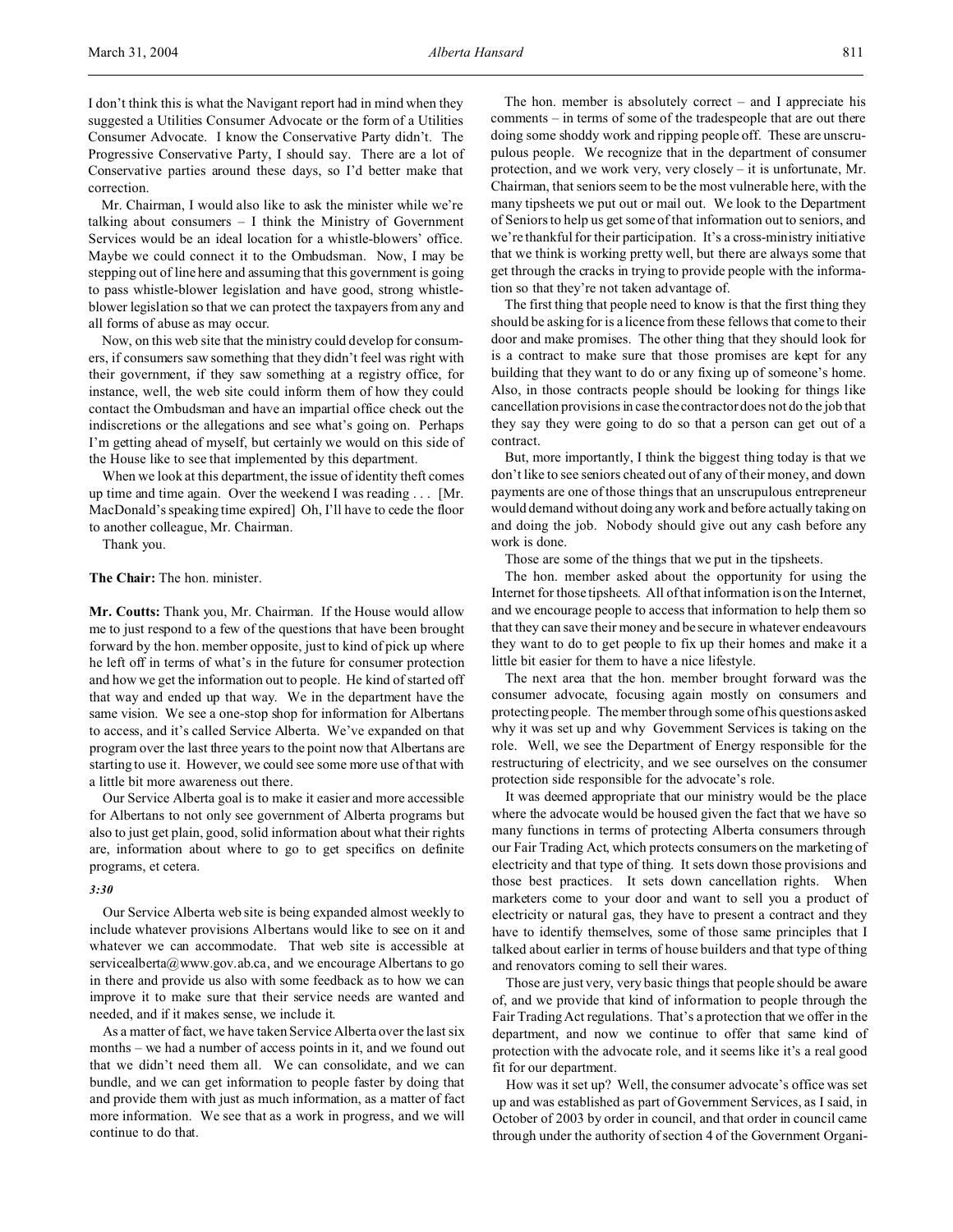I don't think this is what the Navigant report had in mind when they suggested a Utilities Consumer Advocate or the form of a Utilities Consumer Advocate. I know the Conservative Party didn't. The Progressive Conservative Party, I should say. There are a lot of Conservative parties around these days, so I'd better make that correction.

Mr. Chairman, I would also like to ask the minister while we're talking about consumers – I think the Ministry of Government Services would be an ideal location for a whistle-blowers' office. Maybe we could connect it to the Ombudsman. Now, I may be stepping out of line here and assuming that this government is going to pass whistle-blower legislation and have good, strong whistle-blower legislation so that we can protect the taxpayers from any and all forms of abuse as may occur.

Now, on this web site that the ministry could develop for consumers, if consumers saw something that they didn't feel was right with their government, if they saw something at a registry office, for instance, well, the web site could inform them of how they could contact the Ombudsman and have an impartial office check out the indiscretions or the allegations and see what's going on. Perhaps I'm getting ahead of myself, but certainly we would on this side of the House like to see that implemented by this department.

When we look at this department, the issue of identity theft comes up time and time again. Over the weekend I was reading . . . [Mr. MacDonald's speaking time expired] Oh, I'll have to cede the floor to another colleague, Mr. Chairman.

Thank you.

**The Chair:** The hon. minister.

**Mr. Coutts:** Thank you, Mr. Chairman. If the House would allow me to just respond to a few of the questions that have been brought forward by the hon. member opposite, just to kind of pick up where he left off in terms of what's in the future for consumer protection and how we get the information out to people. He kind of started off that way and ended up that way. We in the department have the same vision. We see a one-stop shop for information for Albertans to access, and it's called Service Alberta. We've expanded on that program over the last three years to the point now that Albertans are starting to use it. However, we could see some more use of that with a little bit more awareness out there.

Our Service Alberta goal is to make it easier and more accessible for Albertans to not only see government of Alberta programs but also to just get plain, good, solid information about what their rights are, information about where to go to get specifics on definite programs, et cetera.

*3:30*

Our Service Alberta web site is being expanded almost weekly to include whatever provisions Albertans would like to see on it and whatever we can accommodate. That web site is accessible at servicealberta@www.gov.ab.ca, and we encourage Albertans to go in there and provide us also with some feedback as to how we can improve it to make sure that their service needs are wanted and needed, and if it makes sense, we include it.

As a matter of fact, we have taken Service Alberta over the last six months – we had a number of access points in it, and we found out that we didn't need them all. We can consolidate, and we can bundle, and we can get information to people faster by doing that and provide them with just as much information, as a matter of fact more information. We see that as a work in progress, and we will continue to do that.

The hon. member is absolutely correct – and I appreciate his comments – in terms of some of the tradespeople that are out there doing some shoddy work and ripping people off. These are unscrupulous people. We recognize that in the department of consumer protection, and we work very, very closely – it is unfortunate, Mr. Chairman, that seniors seem to be the most vulnerable here, with the many tipsheets we put out or mail out. We look to the Department of Seniors to help us get some of that information out to seniors, and we're thankful for their participation. It's a cross-ministry initiative that we think is working pretty well, but there are always some that get through the cracks in trying to provide people with the information so that they're not taken advantage of.

The first thing that people need to know is that the first thing they should be asking for is a licence from these fellows that come to their door and make promises. The other thing that they should look for is a contract to make sure that those promises are kept for any building that they want to do or any fixing up of someone's home. Also, in those contracts people should be looking for things like cancellation provisions in case the contractor does not do the job that they say they were going to do so that a person can get out of a contract.

But, more importantly, I think the biggest thing today is that we don't like to see seniors cheated out of any of their money, and down payments are one of those things that an unscrupulous entrepreneur would demand without doing any work and before actually taking on and doing the job. Nobody should give out any cash before any work is done.

Those are some of the things that we put in the tipsheets.

The hon. member asked about the opportunity for using the Internet for those tipsheets. All of that information is on the Internet, and we encourage people to access that information to help them so that they can save their money and be secure in whatever endeavours they want to do to get people to fix up their homes and make it a little bit easier for them to have a nice lifestyle.

The next area that the hon. member brought forward was the consumer advocate, focusing again mostly on consumers and protecting people. The member through some of his questions asked why it was set up and why Government Services is taking on the role. Well, we see the Department of Energy responsible for the restructuring of electricity, and we see ourselves on the consumer protection side responsible for the advocate's role.

It was deemed appropriate that our ministry would be the place where the advocate would be housed given the fact that we have so many functions in terms of protecting Alberta consumers through our Fair Trading Act, which protects consumers on the marketing of electricity and that type of thing. It sets down those provisions and those best practices. It sets down cancellation rights. When marketers come to your door and want to sell you a product of electricity or natural gas, they have to present a contract and they have to identify themselves, some of those same principles that I talked about earlier in terms of house builders and that type of thing and renovators coming to sell their wares.

Those are just very, very basic things that people should be aware of, and we provide that kind of information to people through the Fair Trading Act regulations. That's a protection that we offer in the department, and now we continue to offer that same kind of protection with the advocate role, and it seems like it's a real good fit for our department.

How was it set up? Well, the consumer advocate's office was set up and was established as part of Government Services, as I said, in October of 2003 by order in council, and that order in council came through under the authority of section 4 of the Government Organi-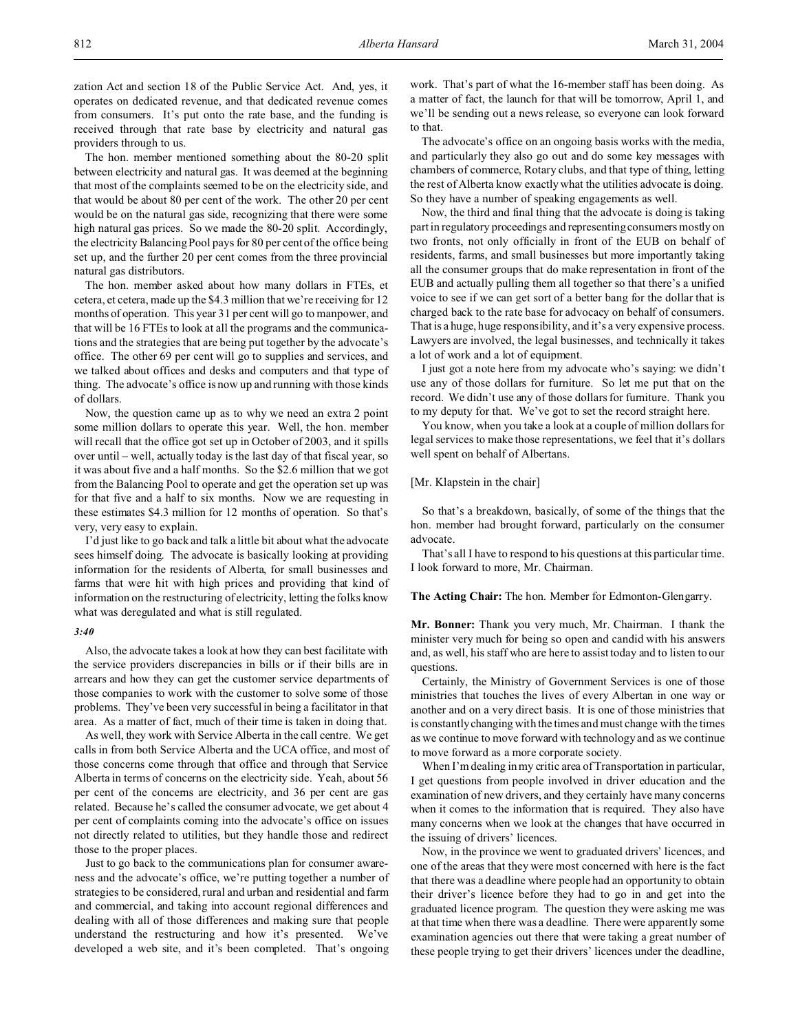zation Act and section 18 of the Public Service Act. And, yes, it operates on dedicated revenue, and that dedicated revenue comes from consumers. It's put onto the rate base, and the funding is received through that rate base by electricity and natural gas providers through to us.

The hon. member mentioned something about the 80-20 split between electricity and natural gas. It was deemed at the beginning that most of the complaints seemed to be on the electricity side, and that would be about 80 per cent of the work. The other 20 per cent would be on the natural gas side, recognizing that there were some high natural gas prices. So we made the 80-20 split. Accordingly, the electricity Balancing Pool pays for 80 per cent of the office being set up, and the further 20 per cent comes from the three provincial natural gas distributors.

The hon. member asked about how many dollars in FTEs, et cetera, et cetera, made up the $4.3 million that we're receiving for 12 months of operation. This year 31 per cent will go to manpower, and that will be 16 FTEs to look at all the programs and the communications and the strategies that are being put together by the advocate's office. The other 69 per cent will go to supplies and services, and we talked about offices and desks and computers and that type of thing. The advocate's office is now up and running with those kinds of dollars.

Now, the question came up as to why we need an extra 2 point some million dollars to operate this year. Well, the hon. member will recall that the office got set up in October of 2003, and it spills over until – well, actually today is the last day of that fiscal year, so it was about five and a half months. So the $2.6 million that we got from the Balancing Pool to operate and get the operation set up was for that five and a half to six months. Now we are requesting in these estimates $4.3 million for 12 months of operation. So that's very, very easy to explain.

I'd just like to go back and talk a little bit about what the advocate sees himself doing. The advocate is basically looking at providing information for the residents of Alberta, for small businesses and farms that were hit with high prices and providing that kind of information on the restructuring of electricity, letting the folks know what was deregulated and what is still regulated.

*3:40*

Also, the advocate takes a look at how they can best facilitate with the service providers discrepancies in bills or if their bills are in arrears and how they can get the customer service departments of those companies to work with the customer to solve some of those problems. They've been very successful in being a facilitator in that area. As a matter of fact, much of their time is taken in doing that.

As well, they work with Service Alberta in the call centre. We get calls in from both Service Alberta and the UCA office, and most of those concerns come through that office and through that Service Alberta in terms of concerns on the electricity side. Yeah, about 56 per cent of the concerns are electricity, and 36 per cent are gas related. Because he's called the consumer advocate, we get about 4 per cent of complaints coming into the advocate's office on issues not directly related to utilities, but they handle those and redirect those to the proper places.

Just to go back to the communications plan for consumer awareness and the advocate's office, we're putting together a number of strategies to be considered, rural and urban and residential and farm and commercial, and taking into account regional differences and dealing with all of those differences and making sure that people understand the restructuring and how it's presented. We've developed a web site, and it's been completed. That's ongoing work. That's part of what the 16-member staff has been doing. As a matter of fact, the launch for that will be tomorrow, April 1, and we'll be sending out a news release, so everyone can look forward to that.

The advocate's office on an ongoing basis works with the media, and particularly they also go out and do some key messages with chambers of commerce, Rotary clubs, and that type of thing, letting the rest of Alberta know exactly what the utilities advocate is doing. So they have a number of speaking engagements as well.

Now, the third and final thing that the advocate is doing is taking part in regulatory proceedings and representing consumers mostly on two fronts, not only officially in front of the EUB on behalf of residents, farms, and small businesses but more importantly taking all the consumer groups that do make representation in front of the EUB and actually pulling them all together so that there's a unified voice to see if we can get sort of a better bang for the dollar that is charged back to the rate base for advocacy on behalf of consumers. That is a huge, huge responsibility, and it's a very expensive process. Lawyers are involved, the legal businesses, and technically it takes a lot of work and a lot of equipment.

I just got a note here from my advocate who's saying: we didn't use any of those dollars for furniture. So let me put that on the record. We didn't use any of those dollars for furniture. Thank you to my deputy for that. We've got to set the record straight here.

You know, when you take a look at a couple of million dollars for legal services to make those representations, we feel that it's dollars well spent on behalf of Albertans.

[Mr. Klapstein in the chair]

So that's a breakdown, basically, of some of the things that the hon. member had brought forward, particularly on the consumer advocate.

That's all I have to respond to his questions at this particular time. I look forward to more, Mr. Chairman.

**The Acting Chair:** The hon. Member for Edmonton-Glengarry.

**Mr. Bonner:** Thank you very much, Mr. Chairman. I thank the minister very much for being so open and candid with his answers and, as well, his staff who are here to assist today and to listen to our questions.

Certainly, the Ministry of Government Services is one of those ministries that touches the lives of every Albertan in one way or another and on a very direct basis. It is one of those ministries that is constantly changing with the times and must change with the times as we continue to move forward with technology and as we continue to move forward as a more corporate society.

When I'm dealing in my critic area of Transportation in particular, I get questions from people involved in driver education and the examination of new drivers, and they certainly have many concerns when it comes to the information that is required. They also have many concerns when we look at the changes that have occurred in the issuing of drivers' licences.

Now, in the province we went to graduated drivers' licences, and one of the areas that they were most concerned with here is the fact that there was a deadline where people had an opportunity to obtain their driver's licence before they had to go in and get into the graduated licence program. The question they were asking me was at that time when there was a deadline. There were apparently some examination agencies out there that were taking a great number of these people trying to get their drivers' licences under the deadline,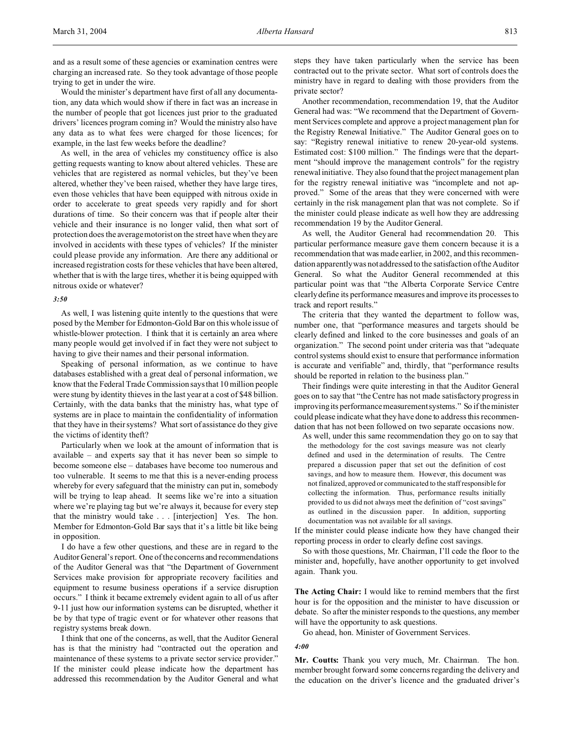and as a result some of these agencies or examination centres were charging an increased rate. So they took advantage of those people trying to get in under the wire.

Would the minister's department have first of all any documentation, any data which would show if there in fact was an increase in the number of people that got licences just prior to the graduated drivers' licences program coming in? Would the ministry also have any data as to what fees were charged for those licences; for example, in the last few weeks before the deadline?

As well, in the area of vehicles my constituency office is also getting requests wanting to know about altered vehicles. These are vehicles that are registered as normal vehicles, but they've been altered, whether they've been raised, whether they have large tires, even those vehicles that have been equipped with nitrous oxide in order to accelerate to great speeds very rapidly and for short durations of time. So their concern was that if people alter their vehicle and their insurance is no longer valid, then what sort of protection does the average motorist on the street have when they are involved in accidents with these types of vehicles? If the minister could please provide any information. Are there any additional or increased registration costs for these vehicles that have been altered, whether that is with the large tires, whether it is being equipped with nitrous oxide or whatever?

*3:50*

As well, I was listening quite intently to the questions that were posed by the Member for Edmonton-Gold Bar on this whole issue of whistle-blower protection. I think that it is certainly an area where many people would get involved if in fact they were not subject to having to give their names and their personal information.

Speaking of personal information, as we continue to have databases established with a great deal of personal information, we know that the Federal Trade Commission says that 10 million people were stung by identity thieves in the last year at a cost of $48 billion. Certainly, with the data banks that the ministry has, what type of systems are in place to maintain the confidentiality of information that they have in their systems? What sort of assistance do they give the victims of identity theft?

Particularly when we look at the amount of information that is available – and experts say that it has never been so simple to become someone else – databases have become too numerous and too vulnerable. It seems to me that this is a never-ending process whereby for every safeguard that the ministry can put in, somebody will be trying to leap ahead. It seems like we're into a situation where we're playing tag but we're always it, because for every step that the ministry would take . . . [interjection] Yes. The hon. Member for Edmonton-Gold Bar says that it's a little bit like being in opposition.

I do have a few other questions, and these are in regard to the Auditor General's report. One of the concerns and recommendations of the Auditor General was that "the Department of Government Services make provision for appropriate recovery facilities and equipment to resume business operations if a service disruption occurs." I think it became extremely evident again to all of us after 9-11 just how our information systems can be disrupted, whether it be by that type of tragic event or for whatever other reasons that registry systems break down.

I think that one of the concerns, as well, that the Auditor General has is that the ministry had "contracted out the operation and maintenance of these systems to a private sector service provider." If the minister could please indicate how the department has addressed this recommendation by the Auditor General and what steps they have taken particularly when the service has been contracted out to the private sector. What sort of controls does the ministry have in regard to dealing with those providers from the private sector?

Another recommendation, recommendation 19, that the Auditor General had was: "We recommend that the Department of Government Services complete and approve a project management plan for the Registry Renewal Initiative." The Auditor General goes on to say: "Registry renewal initiative to renew 20-year-old systems. Estimated cost: $100 million." The findings were that the department "should improve the management controls" for the registry renewal initiative. They also found that the project management plan for the registry renewal initiative was "incomplete and not approved." Some of the areas that they were concerned with were certainly in the risk management plan that was not complete. So if the minister could please indicate as well how they are addressing recommendation 19 by the Auditor General.

As well, the Auditor General had recommendation 20. This particular performance measure gave them concern because it is a recommendation that was made earlier, in 2002, and this recommendation apparently was not addressed to the satisfaction of the Auditor General. So what the Auditor General recommended at this particular point was that "the Alberta Corporate Service Centre clearly define its performance measures and improve its processes to track and report results."

The criteria that they wanted the department to follow was, number one, that "performance measures and targets should be clearly defined and linked to the core businesses and goals of an organization." The second point under criteria was that "adequate control systems should exist to ensure that performance information is accurate and verifiable" and, thirdly, that "performance results should be reported in relation to the business plan."

Their findings were quite interesting in that the Auditor General goes on to say that "the Centre has not made satisfactory progress in improving its performance measurement systems." So if the minister could please indicate what they have done to address this recommendation that has not been followed on two separate occasions now.

As well, under this same recommendation they go on to say that

> the methodology for the cost savings measure was not clearly defined and used in the determination of results. The Centre prepared a discussion paper that set out the definition of cost savings, and how to measure them. However, this document was not finalized, approved or communicated to the staff responsible for collecting the information. Thus, performance results initially provided to us did not always meet the definition of "cost savings" as outlined in the discussion paper. In addition, supporting documentation was not available for all savings.

If the minister could please indicate how they have changed their reporting process in order to clearly define cost savings.

So with those questions, Mr. Chairman, I'll cede the floor to the minister and, hopefully, have another opportunity to get involved again. Thank you.

**The Acting Chair:** I would like to remind members that the first hour is for the opposition and the minister to have discussion or debate. So after the minister responds to the questions, any member will have the opportunity to ask questions.

Go ahead, hon. Minister of Government Services.

*4:00*

**Mr. Coutts:** Thank you very much, Mr. Chairman. The hon. member brought forward some concerns regarding the delivery and the education on the driver's licence and the graduated driver's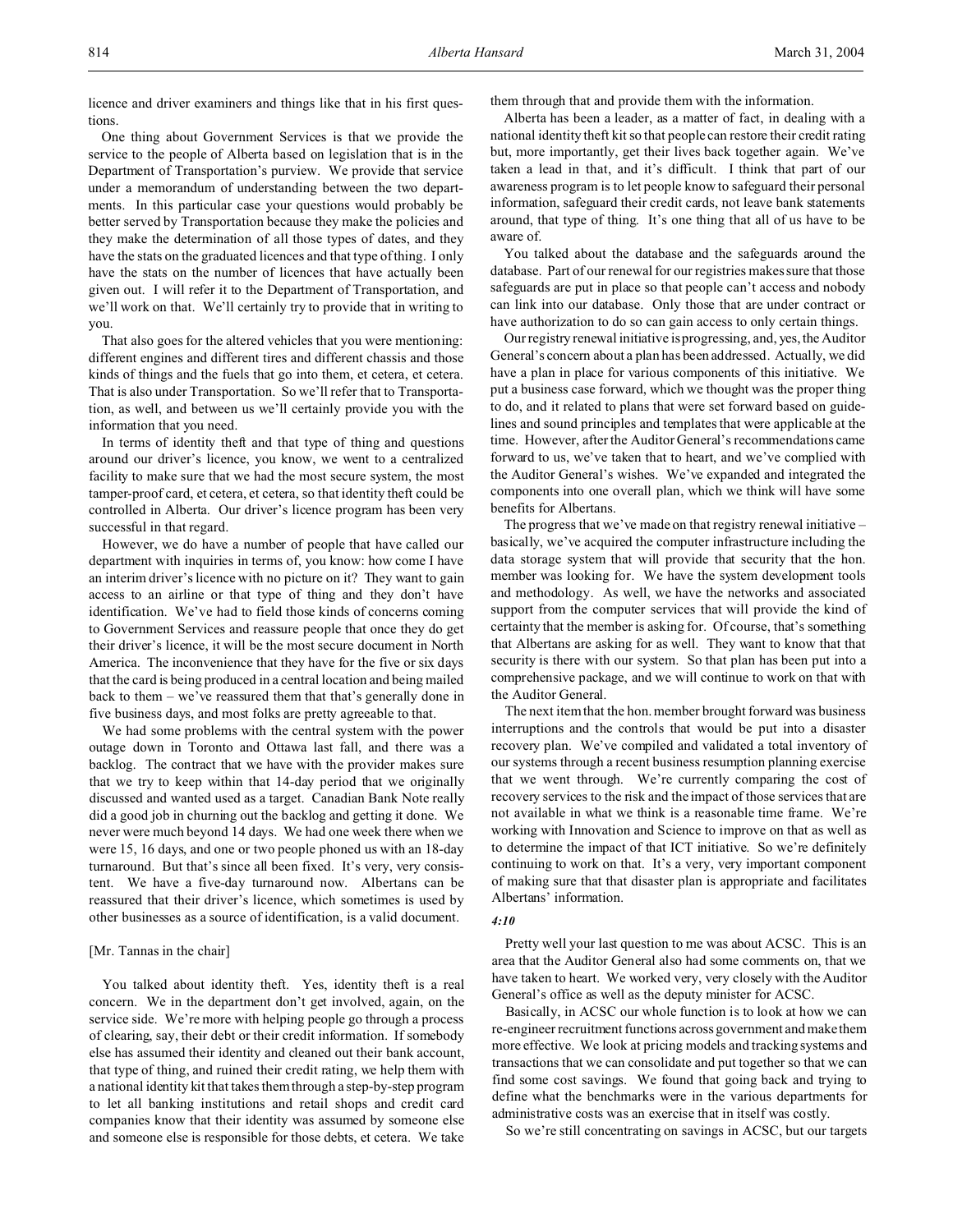licence and driver examiners and things like that in his first questions.

One thing about Government Services is that we provide the service to the people of Alberta based on legislation that is in the Department of Transportation's purview. We provide that service under a memorandum of understanding between the two departments. In this particular case your questions would probably be better served by Transportation because they make the policies and they make the determination of all those types of dates, and they have the stats on the graduated licences and that type of thing. I only have the stats on the number of licences that have actually been given out. I will refer it to the Department of Transportation, and we'll work on that. We'll certainly try to provide that in writing to you.

That also goes for the altered vehicles that you were mentioning: different engines and different tires and different chassis and those kinds of things and the fuels that go into them, et cetera, et cetera. That is also under Transportation. So we'll refer that to Transportation, as well, and between us we'll certainly provide you with the information that you need.

In terms of identity theft and that type of thing and questions around our driver's licence, you know, we went to a centralized facility to make sure that we had the most secure system, the most tamper-proof card, et cetera, et cetera, so that identity theft could be controlled in Alberta. Our driver's licence program has been very successful in that regard.

However, we do have a number of people that have called our department with inquiries in terms of, you know: how come I have an interim driver's licence with no picture on it? They want to gain access to an airline or that type of thing and they don't have identification. We've had to field those kinds of concerns coming to Government Services and reassure people that once they do get their driver's licence, it will be the most secure document in North America. The inconvenience that they have for the five or six days that the card is being produced in a central location and being mailed back to them – we've reassured them that that's generally done in five business days, and most folks are pretty agreeable to that.

We had some problems with the central system with the power outage down in Toronto and Ottawa last fall, and there was a backlog. The contract that we have with the provider makes sure that we try to keep within that 14-day period that we originally discussed and wanted used as a target. Canadian Bank Note really did a good job in churning out the backlog and getting it done. We never were much beyond 14 days. We had one week there when we were 15, 16 days, and one or two people phoned us with an 18-day turnaround. But that's since all been fixed. It's very, very consistent. We have a five-day turnaround now. Albertans can be reassured that their driver's licence, which sometimes is used by other businesses as a source of identification, is a valid document.

[Mr. Tannas in the chair]

You talked about identity theft. Yes, identity theft is a real concern. We in the department don't get involved, again, on the service side. We're more with helping people go through a process of clearing, say, their debt or their credit information. If somebody else has assumed their identity and cleaned out their bank account, that type of thing, and ruined their credit rating, we help them with a national identity kit that takes them through a step-by-step program to let all banking institutions and retail shops and credit card companies know that their identity was assumed by someone else and someone else is responsible for those debts, et cetera. We take them through that and provide them with the information.

Alberta has been a leader, as a matter of fact, in dealing with a national identity theft kit so that people can restore their credit rating but, more importantly, get their lives back together again. We've taken a lead in that, and it's difficult. I think that part of our awareness program is to let people know to safeguard their personal information, safeguard their credit cards, not leave bank statements around, that type of thing. It's one thing that all of us have to be aware of.

You talked about the database and the safeguards around the database. Part of our renewal for our registries makes sure that those safeguards are put in place so that people can't access and nobody can link into our database. Only those that are under contract or have authorization to do so can gain access to only certain things.

Our registry renewal initiative is progressing, and, yes, the Auditor General's concern about a plan has been addressed. Actually, we did have a plan in place for various components of this initiative. We put a business case forward, which we thought was the proper thing to do, and it related to plans that were set forward based on guidelines and sound principles and templates that were applicable at the time. However, after the Auditor General's recommendations came forward to us, we've taken that to heart, and we've complied with the Auditor General's wishes. We've expanded and integrated the components into one overall plan, which we think will have some benefits for Albertans.

The progress that we've made on that registry renewal initiative – basically, we've acquired the computer infrastructure including the data storage system that will provide that security that the hon. member was looking for. We have the system development tools and methodology. As well, we have the networks and associated support from the computer services that will provide the kind of certainty that the member is asking for. Of course, that's something that Albertans are asking for as well. They want to know that that security is there with our system. So that plan has been put into a comprehensive package, and we will continue to work on that with the Auditor General.

The next item that the hon. member brought forward was business interruptions and the controls that would be put into a disaster recovery plan. We've compiled and validated a total inventory of our systems through a recent business resumption planning exercise that we went through. We're currently comparing the cost of recovery services to the risk and the impact of those services that are not available in what we think is a reasonable time frame. We're working with Innovation and Science to improve on that as well as to determine the impact of that ICT initiative. So we're definitely continuing to work on that. It's a very, very important component of making sure that that disaster plan is appropriate and facilitates Albertans' information.

*4:10*

Pretty well your last question to me was about ACSC. This is an area that the Auditor General also had some comments on, that we have taken to heart. We worked very, very closely with the Auditor General's office as well as the deputy minister for ACSC.

Basically, in ACSC our whole function is to look at how we can re-engineer recruitment functions across government and make them more effective. We look at pricing models and tracking systems and transactions that we can consolidate and put together so that we can find some cost savings. We found that going back and trying to define what the benchmarks were in the various departments for administrative costs was an exercise that in itself was costly.

So we're still concentrating on savings in ACSC, but our targets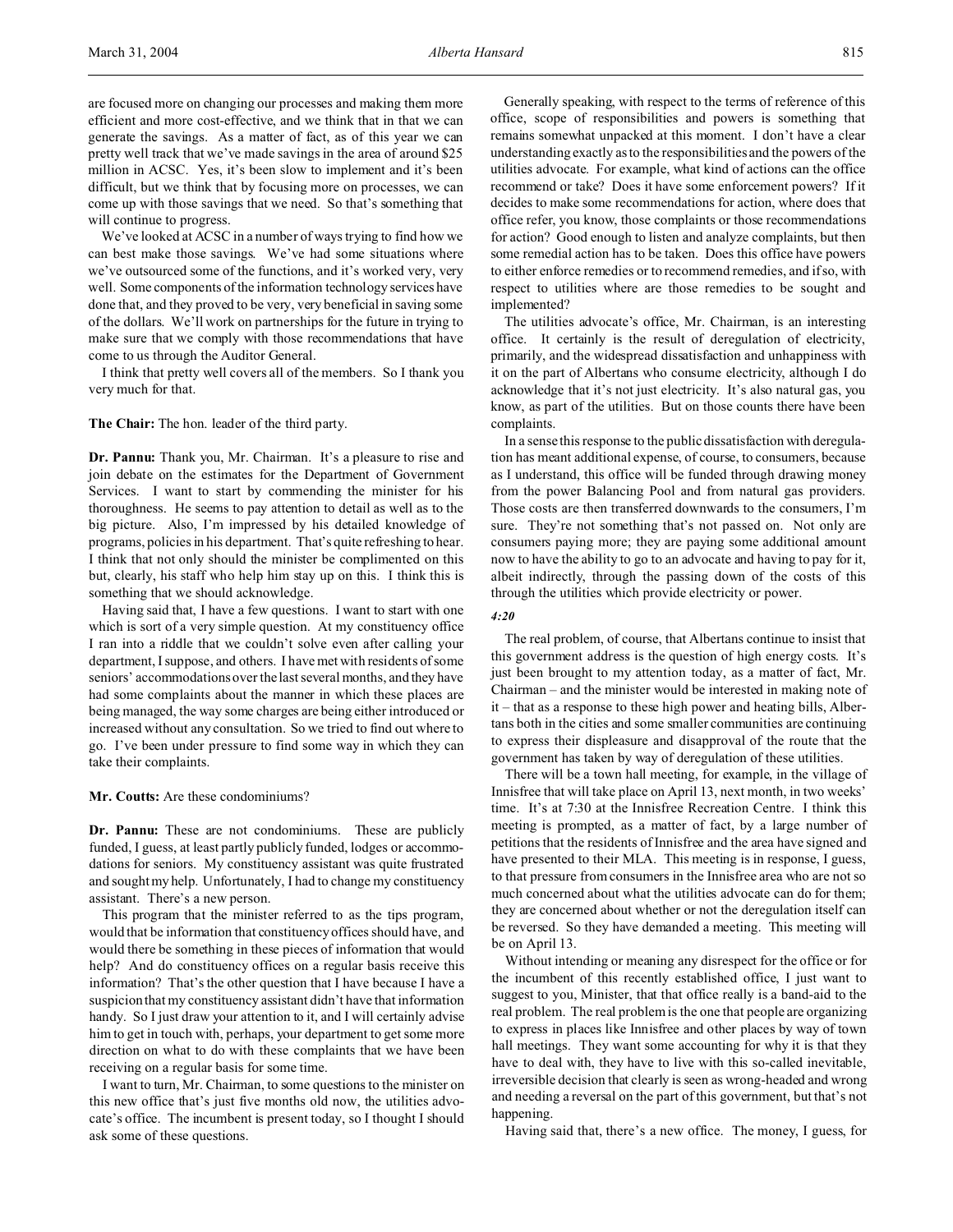are focused more on changing our processes and making them more efficient and more cost-effective, and we think that in that we can generate the savings. As a matter of fact, as of this year we can pretty well track that we've made savings in the area of around $25 million in ACSC. Yes, it's been slow to implement and it's been difficult, but we think that by focusing more on processes, we can come up with those savings that we need. So that's something that will continue to progress.

We've looked at ACSC in a number of ways trying to find how we can best make those savings. We've had some situations where we've outsourced some of the functions, and it's worked very, very well. Some components of the information technology services have done that, and they proved to be very, very beneficial in saving some of the dollars. We'll work on partnerships for the future in trying to make sure that we comply with those recommendations that have come to us through the Auditor General.

I think that pretty well covers all of the members. So I thank you very much for that.

**The Chair:** The hon. leader of the third party.

**Dr. Pannu:** Thank you, Mr. Chairman. It's a pleasure to rise and join debate on the estimates for the Department of Government Services. I want to start by commending the minister for his thoroughness. He seems to pay attention to detail as well as to the big picture. Also, I'm impressed by his detailed knowledge of programs, policies in his department. That's quite refreshing to hear. I think that not only should the minister be complimented on this but, clearly, his staff who help him stay up on this. I think this is something that we should acknowledge.

Having said that, I have a few questions. I want to start with one which is sort of a very simple question. At my constituency office I ran into a riddle that we couldn't solve even after calling your department, I suppose, and others. I have met with residents of some seniors' accommodations over the last several months, and they have had some complaints about the manner in which these places are being managed, the way some charges are being either introduced or increased without any consultation. So we tried to find out where to go. I've been under pressure to find some way in which they can take their complaints.

**Mr. Coutts:** Are these condominiums?

**Dr. Pannu:** These are not condominiums. These are publicly funded, I guess, at least partly publicly funded, lodges or accommodations for seniors. My constituency assistant was quite frustrated and sought my help. Unfortunately, I had to change my constituency assistant. There's a new person.

This program that the minister referred to as the tips program, would that be information that constituency offices should have, and would there be something in these pieces of information that would help? And do constituency offices on a regular basis receive this information? That's the other question that I have because I have a suspicion that my constituency assistant didn't have that information handy. So I just draw your attention to it, and I will certainly advise him to get in touch with, perhaps, your department to get some more direction on what to do with these complaints that we have been receiving on a regular basis for some time.

I want to turn, Mr. Chairman, to some questions to the minister on this new office that's just five months old now, the utilities advocate's office. The incumbent is present today, so I thought I should ask some of these questions.

Generally speaking, with respect to the terms of reference of this office, scope of responsibilities and powers is something that remains somewhat unpacked at this moment. I don't have a clear understanding exactly as to the responsibilities and the powers of the utilities advocate. For example, what kind of actions can the office recommend or take? Does it have some enforcement powers? If it decides to make some recommendations for action, where does that office refer, you know, those complaints or those recommendations for action? Good enough to listen and analyze complaints, but then some remedial action has to be taken. Does this office have powers to either enforce remedies or to recommend remedies, and if so, with respect to utilities where are those remedies to be sought and implemented?

The utilities advocate's office, Mr. Chairman, is an interesting office. It certainly is the result of deregulation of electricity, primarily, and the widespread dissatisfaction and unhappiness with it on the part of Albertans who consume electricity, although I do acknowledge that it's not just electricity. It's also natural gas, you know, as part of the utilities. But on those counts there have been complaints.

In a sense this response to the public dissatisfaction with deregulation has meant additional expense, of course, to consumers, because as I understand, this office will be funded through drawing money from the power Balancing Pool and from natural gas providers. Those costs are then transferred downwards to the consumers, I'm sure. They're not something that's not passed on. Not only are consumers paying more; they are paying some additional amount now to have the ability to go to an advocate and having to pay for it, albeit indirectly, through the passing down of the costs of this through the utilities which provide electricity or power.

*4:20*

The real problem, of course, that Albertans continue to insist that this government address is the question of high energy costs. It's just been brought to my attention today, as a matter of fact, Mr. Chairman – and the minister would be interested in making note of it – that as a response to these high power and heating bills, Albertans both in the cities and some smaller communities are continuing to express their displeasure and disapproval of the route that the government has taken by way of deregulation of these utilities.

There will be a town hall meeting, for example, in the village of Innisfree that will take place on April 13, next month, in two weeks' time. It's at 7:30 at the Innisfree Recreation Centre. I think this meeting is prompted, as a matter of fact, by a large number of petitions that the residents of Innisfree and the area have signed and have presented to their MLA. This meeting is in response, I guess, to that pressure from consumers in the Innisfree area who are not so much concerned about what the utilities advocate can do for them; they are concerned about whether or not the deregulation itself can be reversed. So they have demanded a meeting. This meeting will be on April 13.

Without intending or meaning any disrespect for the office or for the incumbent of this recently established office, I just want to suggest to you, Minister, that that office really is a band-aid to the real problem. The real problem is the one that people are organizing to express in places like Innisfree and other places by way of town hall meetings. They want some accounting for why it is that they have to deal with, they have to live with this so-called inevitable, irreversible decision that clearly is seen as wrong-headed and wrong and needing a reversal on the part of this government, but that's not happening.

Having said that, there's a new office. The money, I guess, for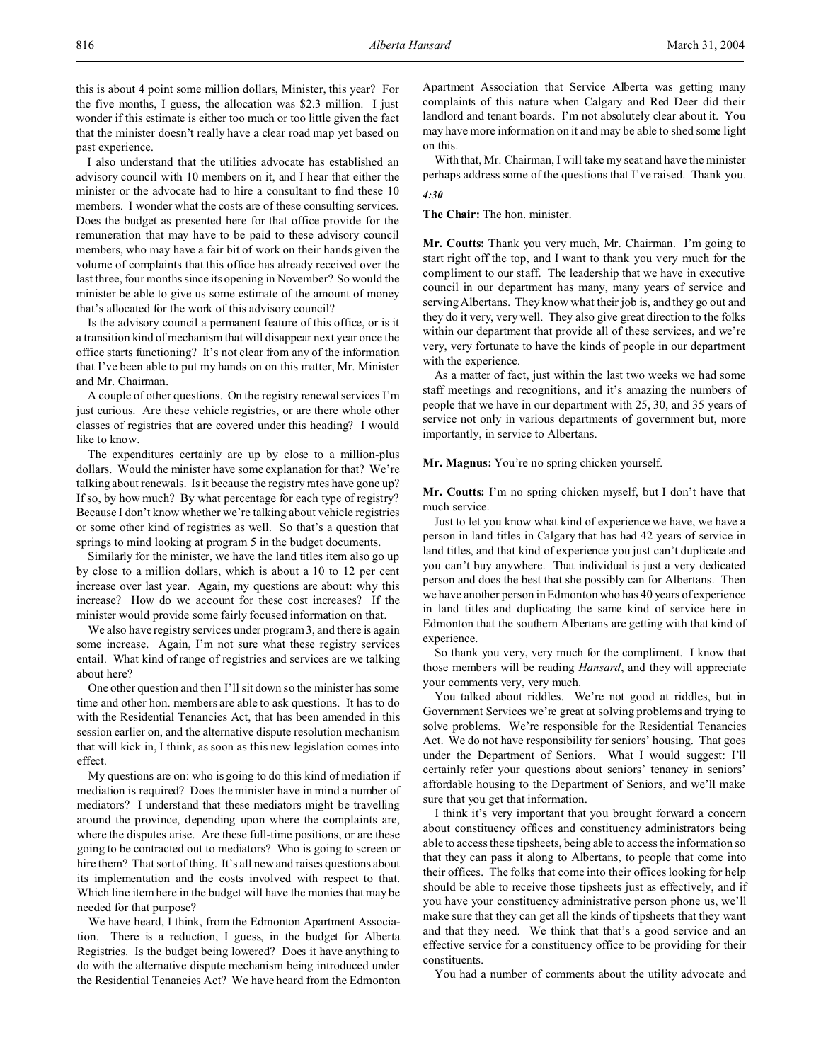this is about 4 point some million dollars, Minister, this year? For the five months, I guess, the allocation was $2.3 million. I just wonder if this estimate is either too much or too little given the fact that the minister doesn't really have a clear road map yet based on past experience.

I also understand that the utilities advocate has established an advisory council with 10 members on it, and I hear that either the minister or the advocate had to hire a consultant to find these 10 members. I wonder what the costs are of these consulting services. Does the budget as presented here for that office provide for the remuneration that may have to be paid to these advisory council members, who may have a fair bit of work on their hands given the volume of complaints that this office has already received over the last three, four months since its opening in November? So would the minister be able to give us some estimate of the amount of money that's allocated for the work of this advisory council?

Is the advisory council a permanent feature of this office, or is it a transition kind of mechanism that will disappear next year once the office starts functioning? It's not clear from any of the information that I've been able to put my hands on on this matter, Mr. Minister and Mr. Chairman.

A couple of other questions. On the registry renewal services I'm just curious. Are these vehicle registries, or are there whole other classes of registries that are covered under this heading? I would like to know.

The expenditures certainly are up by close to a million-plus dollars. Would the minister have some explanation for that? We're talking about renewals. Is it because the registry rates have gone up? If so, by how much? By what percentage for each type of registry? Because I don't know whether we're talking about vehicle registries or some other kind of registries as well. So that's a question that springs to mind looking at program 5 in the budget documents.

Similarly for the minister, we have the land titles item also go up by close to a million dollars, which is about a 10 to 12 per cent increase over last year. Again, my questions are about: why this increase? How do we account for these cost increases? If the minister would provide some fairly focused information on that.

We also have registry services under program 3, and there is again some increase. Again, I'm not sure what these registry services entail. What kind of range of registries and services are we talking about here?

One other question and then I'll sit down so the minister has some time and other hon. members are able to ask questions. It has to do with the Residential Tenancies Act, that has been amended in this session earlier on, and the alternative dispute resolution mechanism that will kick in, I think, as soon as this new legislation comes into effect.

My questions are on: who is going to do this kind of mediation if mediation is required? Does the minister have in mind a number of mediators? I understand that these mediators might be travelling around the province, depending upon where the complaints are, where the disputes arise. Are these full-time positions, or are these going to be contracted out to mediators? Who is going to screen or hire them? That sort of thing. It's all new and raises questions about its implementation and the costs involved with respect to that. Which line item here in the budget will have the monies that may be needed for that purpose?

We have heard, I think, from the Edmonton Apartment Association. There is a reduction, I guess, in the budget for Alberta Registries. Is the budget being lowered? Does it have anything to do with the alternative dispute mechanism being introduced under the Residential Tenancies Act? We have heard from the Edmonton Apartment Association that Service Alberta was getting many complaints of this nature when Calgary and Red Deer did their landlord and tenant boards. I'm not absolutely clear about it. You may have more information on it and may be able to shed some light on this.

With that, Mr. Chairman, I will take my seat and have the minister perhaps address some of the questions that I've raised. Thank you.

*4:30*

**The Chair:** The hon. minister.

**Mr. Coutts:** Thank you very much, Mr. Chairman. I'm going to start right off the top, and I want to thank you very much for the compliment to our staff. The leadership that we have in executive council in our department has many, many years of service and serving Albertans. They know what their job is, and they go out and they do it very, very well. They also give great direction to the folks within our department that provide all of these services, and we're very, very fortunate to have the kinds of people in our department with the experience.

As a matter of fact, just within the last two weeks we had some staff meetings and recognitions, and it's amazing the numbers of people that we have in our department with 25, 30, and 35 years of service not only in various departments of government but, more importantly, in service to Albertans.

**Mr. Magnus:** You're no spring chicken yourself.

**Mr. Coutts:** I'm no spring chicken myself, but I don't have that much service.

Just to let you know what kind of experience we have, we have a person in land titles in Calgary that has had 42 years of service in land titles, and that kind of experience you just can't duplicate and you can't buy anywhere. That individual is just a very dedicated person and does the best that she possibly can for Albertans. Then we have another person in Edmonton who has 40 years of experience in land titles and duplicating the same kind of service here in Edmonton that the southern Albertans are getting with that kind of experience.

So thank you very, very much for the compliment. I know that those members will be reading *Hansard*, and they will appreciate your comments very, very much.

You talked about riddles. We're not good at riddles, but in Government Services we're great at solving problems and trying to solve problems. We're responsible for the Residential Tenancies Act. We do not have responsibility for seniors' housing. That goes under the Department of Seniors. What I would suggest: I'll certainly refer your questions about seniors' tenancy in seniors' affordable housing to the Department of Seniors, and we'll make sure that you get that information.

I think it's very important that you brought forward a concern about constituency offices and constituency administrators being able to access these tipsheets, being able to access the information so that they can pass it along to Albertans, to people that come into their offices. The folks that come into their offices looking for help should be able to receive those tipsheets just as effectively, and if you have your constituency administrative person phone us, we'll make sure that they can get all the kinds of tipsheets that they want and that they need. We think that that's a good service and an effective service for a constituency office to be providing for their constituents.

You had a number of comments about the utility advocate and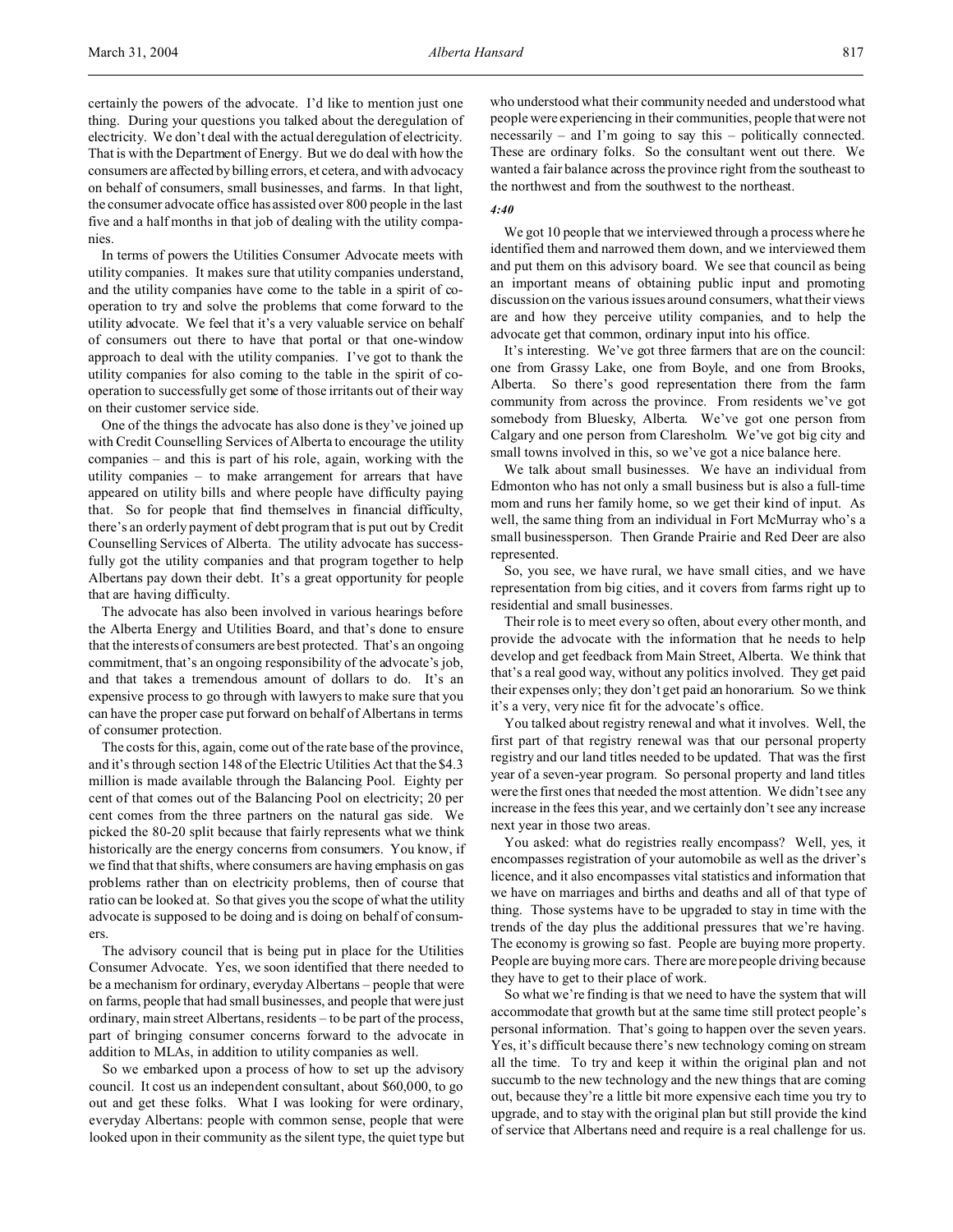certainly the powers of the advocate. I'd like to mention just one thing. During your questions you talked about the deregulation of electricity. We don't deal with the actual deregulation of electricity. That is with the Department of Energy. But we do deal with how the consumers are affected by billing errors, et cetera, and with advocacy on behalf of consumers, small businesses, and farms. In that light, the consumer advocate office has assisted over 800 people in the last five and a half months in that job of dealing with the utility companies.

In terms of powers the Utilities Consumer Advocate meets with utility companies. It makes sure that utility companies understand, and the utility companies have come to the table in a spirit of co-operation to try and solve the problems that come forward to the utility advocate. We feel that it's a very valuable service on behalf of consumers out there to have that portal or that one-window approach to deal with the utility companies. I've got to thank the utility companies for also coming to the table in the spirit of co-operation to successfully get some of those irritants out of their way on their customer service side.

One of the things the advocate has also done is they've joined up with Credit Counselling Services of Alberta to encourage the utility companies – and this is part of his role, again, working with the utility companies – to make arrangement for arrears that have appeared on utility bills and where people have difficulty paying that. So for people that find themselves in financial difficulty, there's an orderly payment of debt program that is put out by Credit Counselling Services of Alberta. The utility advocate has successfully got the utility companies and that program together to help Albertans pay down their debt. It's a great opportunity for people that are having difficulty.

The advocate has also been involved in various hearings before the Alberta Energy and Utilities Board, and that's done to ensure that the interests of consumers are best protected. That's an ongoing commitment, that's an ongoing responsibility of the advocate's job, and that takes a tremendous amount of dollars to do. It's an expensive process to go through with lawyers to make sure that you can have the proper case put forward on behalf of Albertans in terms of consumer protection.

The costs for this, again, come out of the rate base of the province, and it's through section 148 of the Electric Utilities Act that the $4.3 million is made available through the Balancing Pool. Eighty per cent of that comes out of the Balancing Pool on electricity; 20 per cent comes from the three partners on the natural gas side. We picked the 80-20 split because that fairly represents what we think historically are the energy concerns from consumers. You know, if we find that that shifts, where consumers are having emphasis on gas problems rather than on electricity problems, then of course that ratio can be looked at. So that gives you the scope of what the utility advocate is supposed to be doing and is doing on behalf of consumers.

The advisory council that is being put in place for the Utilities Consumer Advocate. Yes, we soon identified that there needed to be a mechanism for ordinary, everyday Albertans – people that were on farms, people that had small businesses, and people that were just ordinary, main street Albertans, residents – to be part of the process, part of bringing consumer concerns forward to the advocate in addition to MLAs, in addition to utility companies as well.

So we embarked upon a process of how to set up the advisory council. It cost us an independent consultant, about $60,000, to go out and get these folks. What I was looking for were ordinary, everyday Albertans: people with common sense, people that were looked upon in their community as the silent type, the quiet type but who understood what their community needed and understood what people were experiencing in their communities, people that were not necessarily – and I'm going to say this – politically connected. These are ordinary folks. So the consultant went out there. We wanted a fair balance across the province right from the southeast to the northwest and from the southwest to the northeast.

*4:40*

We got 10 people that we interviewed through a process where he identified them and narrowed them down, and we interviewed them and put them on this advisory board. We see that council as being an important means of obtaining public input and promoting discussion on the various issues around consumers, what their views are and how they perceive utility companies, and to help the advocate get that common, ordinary input into his office.

It's interesting. We've got three farmers that are on the council: one from Grassy Lake, one from Boyle, and one from Brooks, Alberta. So there's good representation there from the farm community from across the province. From residents we've got somebody from Bluesky, Alberta. We've got one person from Calgary and one person from Claresholm. We've got big city and small towns involved in this, so we've got a nice balance here.

We talk about small businesses. We have an individual from Edmonton who has not only a small business but is also a full-time mom and runs her family home, so we get their kind of input. As well, the same thing from an individual in Fort McMurray who's a small businessperson. Then Grande Prairie and Red Deer are also represented.

So, you see, we have rural, we have small cities, and we have representation from big cities, and it covers from farms right up to residential and small businesses.

Their role is to meet every so often, about every other month, and provide the advocate with the information that he needs to help develop and get feedback from Main Street, Alberta. We think that that's a real good way, without any politics involved. They get paid their expenses only; they don't get paid an honorarium. So we think it's a very, very nice fit for the advocate's office.

You talked about registry renewal and what it involves. Well, the first part of that registry renewal was that our personal property registry and our land titles needed to be updated. That was the first year of a seven-year program. So personal property and land titles were the first ones that needed the most attention. We didn't see any increase in the fees this year, and we certainly don't see any increase next year in those two areas.

You asked: what do registries really encompass? Well, yes, it encompasses registration of your automobile as well as the driver's licence, and it also encompasses vital statistics and information that we have on marriages and births and deaths and all of that type of thing. Those systems have to be upgraded to stay in time with the trends of the day plus the additional pressures that we're having. The economy is growing so fast. People are buying more property. People are buying more cars. There are more people driving because they have to get to their place of work.

So what we're finding is that we need to have the system that will accommodate that growth but at the same time still protect people's personal information. That's going to happen over the seven years. Yes, it's difficult because there's new technology coming on stream all the time. To try and keep it within the original plan and not succumb to the new technology and the new things that are coming out, because they're a little bit more expensive each time you try to upgrade, and to stay with the original plan but still provide the kind of service that Albertans need and require is a real challenge for us.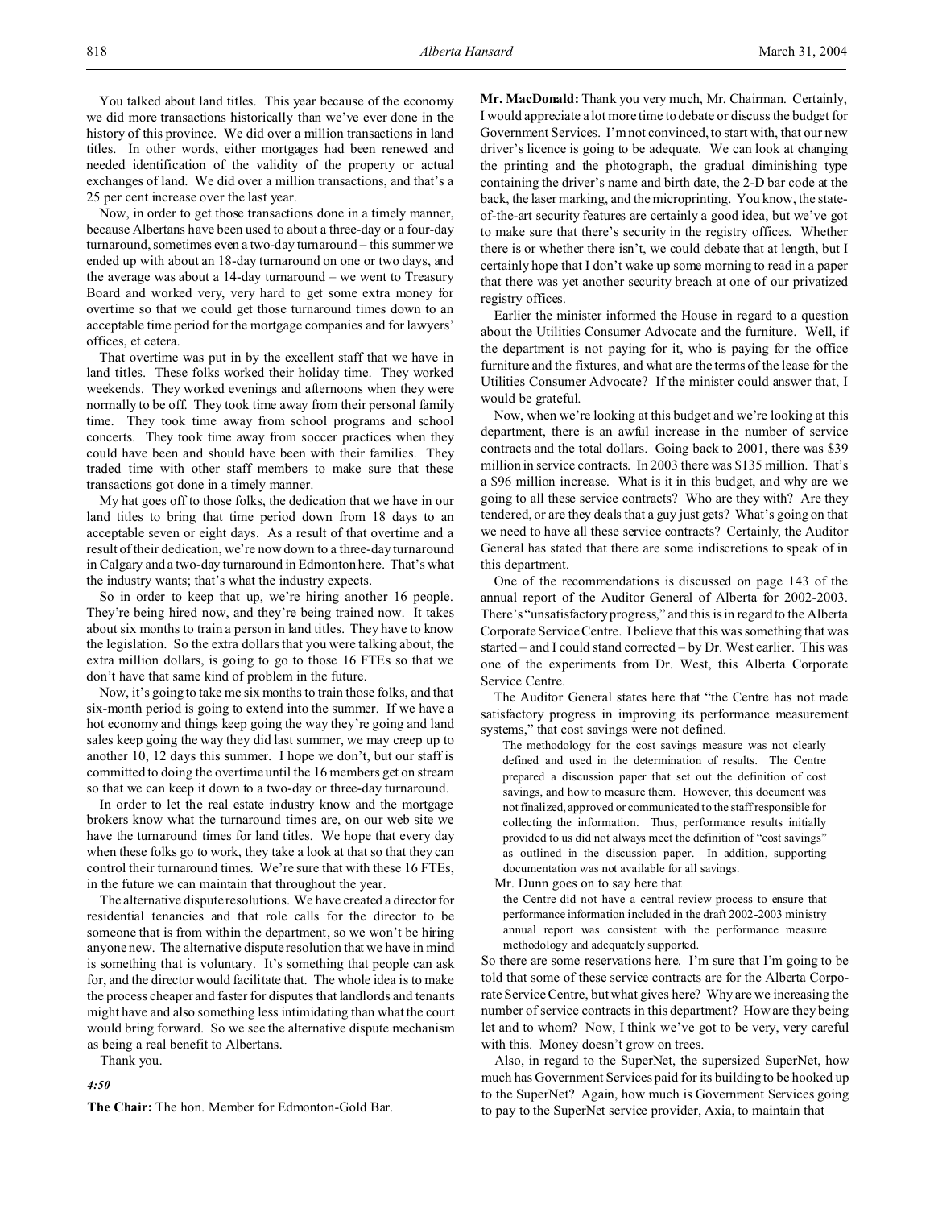You talked about land titles. This year because of the economy we did more transactions historically than we've ever done in the history of this province. We did over a million transactions in land titles. In other words, either mortgages had been renewed and needed identification of the validity of the property or actual exchanges of land. We did over a million transactions, and that's a 25 per cent increase over the last year.

Now, in order to get those transactions done in a timely manner, because Albertans have been used to about a three-day or a four-day turnaround, sometimes even a two-day turnaround – this summer we ended up with about an 18-day turnaround on one or two days, and the average was about a 14-day turnaround – we went to Treasury Board and worked very, very hard to get some extra money for overtime so that we could get those turnaround times down to an acceptable time period for the mortgage companies and for lawyers' offices, et cetera.

That overtime was put in by the excellent staff that we have in land titles. These folks worked their holiday time. They worked weekends. They worked evenings and afternoons when they were normally to be off. They took time away from their personal family time. They took time away from school programs and school concerts. They took time away from soccer practices when they could have been and should have been with their families. They traded time with other staff members to make sure that these transactions got done in a timely manner.

My hat goes off to those folks, the dedication that we have in our land titles to bring that time period down from 18 days to an acceptable seven or eight days. As a result of that overtime and a result of their dedication, we're now down to a three-day turnaround in Calgary and a two-day turnaround in Edmonton here. That's what the industry wants; that's what the industry expects.

So in order to keep that up, we're hiring another 16 people. They're being hired now, and they're being trained now. It takes about six months to train a person in land titles. They have to know the legislation. So the extra dollars that you were talking about, the extra million dollars, is going to go to those 16 FTEs so that we don't have that same kind of problem in the future.

Now, it's going to take me six months to train those folks, and that six-month period is going to extend into the summer. If we have a hot economy and things keep going the way they're going and land sales keep going the way they did last summer, we may creep up to another 10, 12 days this summer. I hope we don't, but our staff is committed to doing the overtime until the 16 members get on stream so that we can keep it down to a two-day or three-day turnaround.

In order to let the real estate industry know and the mortgage brokers know what the turnaround times are, on our web site we have the turnaround times for land titles. We hope that every day when these folks go to work, they take a look at that so that they can control their turnaround times. We're sure that with these 16 FTEs, in the future we can maintain that throughout the year.

The alternative dispute resolutions. We have created a director for residential tenancies and that role calls for the director to be someone that is from within the department, so we won't be hiring anyone new. The alternative dispute resolution that we have in mind is something that is voluntary. It's something that people can ask for, and the director would facilitate that. The whole idea is to make the process cheaper and faster for disputes that landlords and tenants might have and also something less intimidating than what the court would bring forward. So we see the alternative dispute mechanism as being a real benefit to Albertans.

Thank you.

*4:50*

**The Chair:** The hon. Member for Edmonton-Gold Bar.

**Mr. MacDonald:** Thank you very much, Mr. Chairman. Certainly, I would appreciate a lot more time to debate or discuss the budget for Government Services. I'm not convinced, to start with, that our new driver's licence is going to be adequate. We can look at changing the printing and the photograph, the gradual diminishing type containing the driver's name and birth date, the 2-D bar code at the back, the laser marking, and the microprinting. You know, the state-of-the-art security features are certainly a good idea, but we've got to make sure that there's security in the registry offices. Whether there is or whether there isn't, we could debate that at length, but I certainly hope that I don't wake up some morning to read in a paper that there was yet another security breach at one of our privatized registry offices.

Earlier the minister informed the House in regard to a question about the Utilities Consumer Advocate and the furniture. Well, if the department is not paying for it, who is paying for the office furniture and the fixtures, and what are the terms of the lease for the Utilities Consumer Advocate? If the minister could answer that, I would be grateful.

Now, when we're looking at this budget and we're looking at this department, there is an awful increase in the number of service contracts and the total dollars. Going back to 2001, there was $39 million in service contracts. In 2003 there was $135 million. That's a $96 million increase. What is it in this budget, and why are we going to all these service contracts? Who are they with? Are they tendered, or are they deals that a guy just gets? What's going on that we need to have all these service contracts? Certainly, the Auditor General has stated that there are some indiscretions to speak of in this department.

One of the recommendations is discussed on page 143 of the annual report of the Auditor General of Alberta for 2002-2003. There's "unsatisfactory progress," and this is in regard to the Alberta Corporate Service Centre. I believe that this was something that was started – and I could stand corrected – by Dr. West earlier. This was one of the experiments from Dr. West, this Alberta Corporate Service Centre.

The Auditor General states here that "the Centre has not made satisfactory progress in improving its performance measurement systems," that cost savings were not defined.

> The methodology for the cost savings measure was not clearly defined and used in the determination of results. The Centre prepared a discussion paper that set out the definition of cost savings, and how to measure them. However, this document was not finalized, approved or communicated to the staff responsible for collecting the information. Thus, performance results initially provided to us did not always meet the definition of "cost savings" as outlined in the discussion paper. In addition, supporting documentation was not available for all savings.

Mr. Dunn goes on to say here that

> the Centre did not have a central review process to ensure that performance information included in the draft 2002-2003 ministry annual report was consistent with the performance measure methodology and adequately supported.

So there are some reservations here. I'm sure that I'm going to be told that some of these service contracts are for the Alberta Corporate Service Centre, but what gives here? Why are we increasing the number of service contracts in this department? How are they being let and to whom? Now, I think we've got to be very, very careful with this. Money doesn't grow on trees.

Also, in regard to the SuperNet, the supersized SuperNet, how much has Government Services paid for its building to be hooked up to the SuperNet? Again, how much is Government Services going to pay to the SuperNet service provider, Axia, to maintain that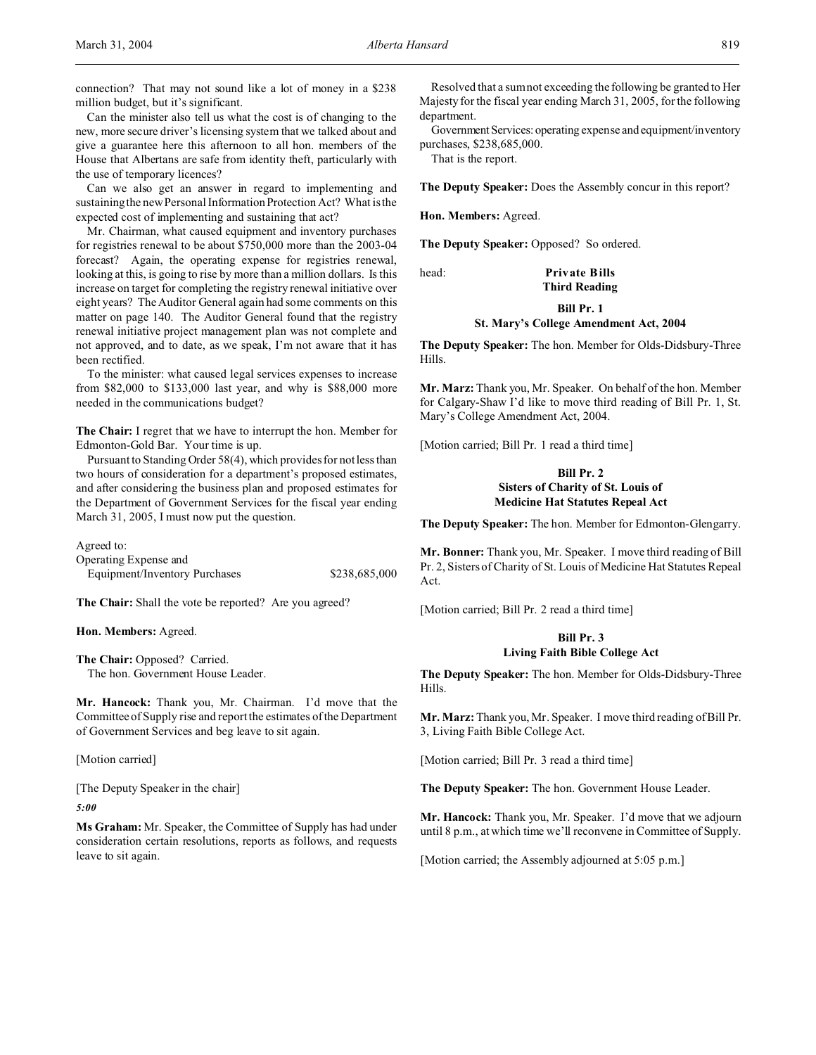connection? That may not sound like a lot of money in a $238 million budget, but it's significant.

Can the minister also tell us what the cost is of changing to the new, more secure driver's licensing system that we talked about and give a guarantee here this afternoon to all hon. members of the House that Albertans are safe from identity theft, particularly with the use of temporary licences?

Can we also get an answer in regard to implementing and sustaining the new Personal Information Protection Act? What is the expected cost of implementing and sustaining that act?

Mr. Chairman, what caused equipment and inventory purchases for registries renewal to be about $750,000 more than the 2003-04 forecast? Again, the operating expense for registries renewal, looking at this, is going to rise by more than a million dollars. Is this increase on target for completing the registry renewal initiative over eight years? The Auditor General again had some comments on this matter on page 140. The Auditor General found that the registry renewal initiative project management plan was not complete and not approved, and to date, as we speak, I'm not aware that it has been rectified.

To the minister: what caused legal services expenses to increase from $82,000 to $133,000 last year, and why is $88,000 more needed in the communications budget?

**The Chair:** I regret that we have to interrupt the hon. Member for Edmonton-Gold Bar. Your time is up.

Pursuant to Standing Order 58(4), which provides for not less than two hours of consideration for a department's proposed estimates, and after considering the business plan and proposed estimates for the Department of Government Services for the fiscal year ending March 31, 2005, I must now put the question.

Agreed to:

| | |
|---|---|
| Operating Expense and Equipment/Inventory Purchases | $238,685,000 |

**The Chair:** Shall the vote be reported? Are you agreed?

**Hon. Members:** Agreed.

**The Chair:** Opposed? Carried.
The hon. Government House Leader.

**Mr. Hancock:** Thank you, Mr. Chairman. I'd move that the Committee of Supply rise and report the estimates of the Department of Government Services and beg leave to sit again.

[Motion carried]

[The Deputy Speaker in the chair]

*5:00*

**Ms Graham:** Mr. Speaker, the Committee of Supply has had under consideration certain resolutions, reports as follows, and requests leave to sit again.

Resolved that a sum not exceeding the following be granted to Her Majesty for the fiscal year ending March 31, 2005, for the following department.

Government Services: operating expense and equipment/inventory purchases, $238,685,000.

That is the report.

**The Deputy Speaker:** Does the Assembly concur in this report?

**Hon. Members:** Agreed.

**The Deputy Speaker:** Opposed? So ordered.

head: **Private Bills**
**Third Reading**

### Bill Pr. 1
### St. Mary's College Amendment Act, 2004

**The Deputy Speaker:** The hon. Member for Olds-Didsbury-Three Hills.

**Mr. Marz:** Thank you, Mr. Speaker. On behalf of the hon. Member for Calgary-Shaw I'd like to move third reading of Bill Pr. 1, St. Mary's College Amendment Act, 2004.

[Motion carried; Bill Pr. 1 read a third time]

### Bill Pr. 2
### Sisters of Charity of St. Louis of Medicine Hat Statutes Repeal Act

**The Deputy Speaker:** The hon. Member for Edmonton-Glengarry.

**Mr. Bonner:** Thank you, Mr. Speaker. I move third reading of Bill Pr. 2, Sisters of Charity of St. Louis of Medicine Hat Statutes Repeal Act.

[Motion carried; Bill Pr. 2 read a third time]

### Bill Pr. 3
### Living Faith Bible College Act

**The Deputy Speaker:** The hon. Member for Olds-Didsbury-Three Hills.

**Mr. Marz:** Thank you, Mr. Speaker. I move third reading of Bill Pr. 3, Living Faith Bible College Act.

[Motion carried; Bill Pr. 3 read a third time]

**The Deputy Speaker:** The hon. Government House Leader.

**Mr. Hancock:** Thank you, Mr. Speaker. I'd move that we adjourn until 8 p.m., at which time we'll reconvene in Committee of Supply.

[Motion carried; the Assembly adjourned at 5:05 p.m.]